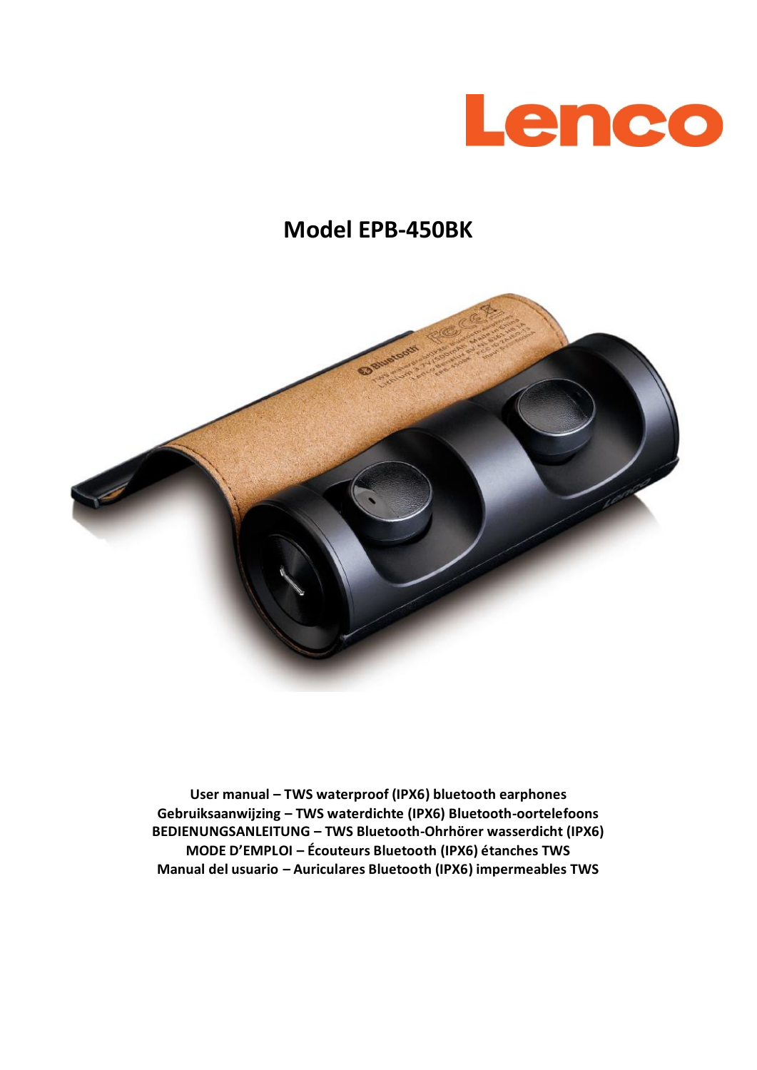Lenco

# Model EPB-450BK

**User manual – TWS waterproof (IPX6) bluetooth earphones**
**Gebruiksaanwijzing – TWS waterdichte (IPX6) Bluetooth-oortelefoons**
**BEDIENUNGSANLEITUNG – TWS Bluetooth-Ohrhörer wasserdicht (IPX6)**
**MODE D'EMPLOI – Écouteurs Bluetooth (IPX6) étanches TWS**
**Manual del usuario – Auriculares Bluetooth (IPX6) impermeables TWS**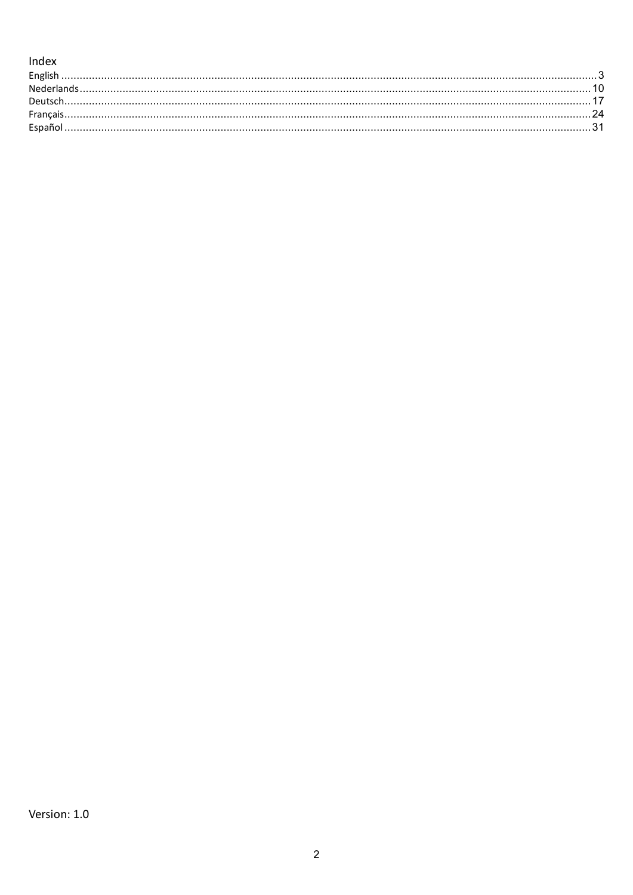# Index

English ........................................................................................................................ 3
Nederlands .................................................................................................................. 10
Deutsch ....................................................................................................................... 17
Français ...................................................................................................................... 24
Español ....................................................................................................................... 31

Version: 1.0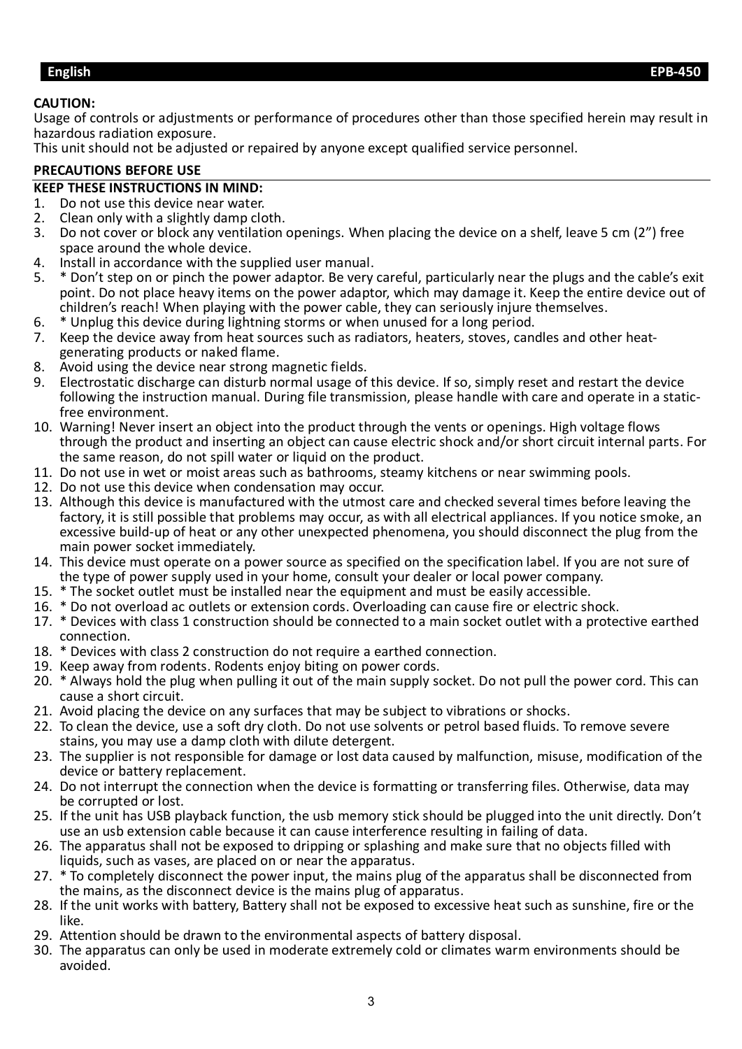**English** **EPB-450**

**CAUTION:**

Usage of controls or adjustments or performance of procedures other than those specified herein may result in hazardous radiation exposure.

This unit should not be adjusted or repaired by anyone except qualified service personnel.

**PRECAUTIONS BEFORE USE**

**KEEP THESE INSTRUCTIONS IN MIND:**

1. Do not use this device near water.
2. Clean only with a slightly damp cloth.
3. Do not cover or block any ventilation openings. When placing the device on a shelf, leave 5 cm (2”) free space around the whole device.
4. Install in accordance with the supplied user manual.
5. * Don’t step on or pinch the power adaptor. Be very careful, particularly near the plugs and the cable’s exit point. Do not place heavy items on the power adaptor, which may damage it. Keep the entire device out of children’s reach! When playing with the power cable, they can seriously injure themselves.
6. * Unplug this device during lightning storms or when unused for a long period.
7. Keep the device away from heat sources such as radiators, heaters, stoves, candles and other heat-generating products or naked flame.
8. Avoid using the device near strong magnetic fields.
9. Electrostatic discharge can disturb normal usage of this device. If so, simply reset and restart the device following the instruction manual. During file transmission, please handle with care and operate in a static-free environment.
10. Warning! Never insert an object into the product through the vents or openings. High voltage flows through the product and inserting an object can cause electric shock and/or short circuit internal parts. For the same reason, do not spill water or liquid on the product.
11. Do not use in wet or moist areas such as bathrooms, steamy kitchens or near swimming pools.
12. Do not use this device when condensation may occur.
13. Although this device is manufactured with the utmost care and checked several times before leaving the factory, it is still possible that problems may occur, as with all electrical appliances. If you notice smoke, an excessive build-up of heat or any other unexpected phenomena, you should disconnect the plug from the main power socket immediately.
14. This device must operate on a power source as specified on the specification label. If you are not sure of the type of power supply used in your home, consult your dealer or local power company.
15. * The socket outlet must be installed near the equipment and must be easily accessible.
16. * Do not overload ac outlets or extension cords. Overloading can cause fire or electric shock.
17. * Devices with class 1 construction should be connected to a main socket outlet with a protective earthed connection.
18. * Devices with class 2 construction do not require a earthed connection.
19. Keep away from rodents. Rodents enjoy biting on power cords.
20. * Always hold the plug when pulling it out of the main supply socket. Do not pull the power cord. This can cause a short circuit.
21. Avoid placing the device on any surfaces that may be subject to vibrations or shocks.
22. To clean the device, use a soft dry cloth. Do not use solvents or petrol based fluids. To remove severe stains, you may use a damp cloth with dilute detergent.
23. The supplier is not responsible for damage or lost data caused by malfunction, misuse, modification of the device or battery replacement.
24. Do not interrupt the connection when the device is formatting or transferring files. Otherwise, data may be corrupted or lost.
25. If the unit has USB playback function, the usb memory stick should be plugged into the unit directly. Don’t use an usb extension cable because it can cause interference resulting in failing of data.
26. The apparatus shall not be exposed to dripping or splashing and make sure that no objects filled with liquids, such as vases, are placed on or near the apparatus.
27. * To completely disconnect the power input, the mains plug of the apparatus shall be disconnected from the mains, as the disconnect device is the mains plug of apparatus.
28. If the unit works with battery, Battery shall not be exposed to excessive heat such as sunshine, fire or the like.
29. Attention should be drawn to the environmental aspects of battery disposal.
30. The apparatus can only be used in moderate extremely cold or climates warm environments should be avoided.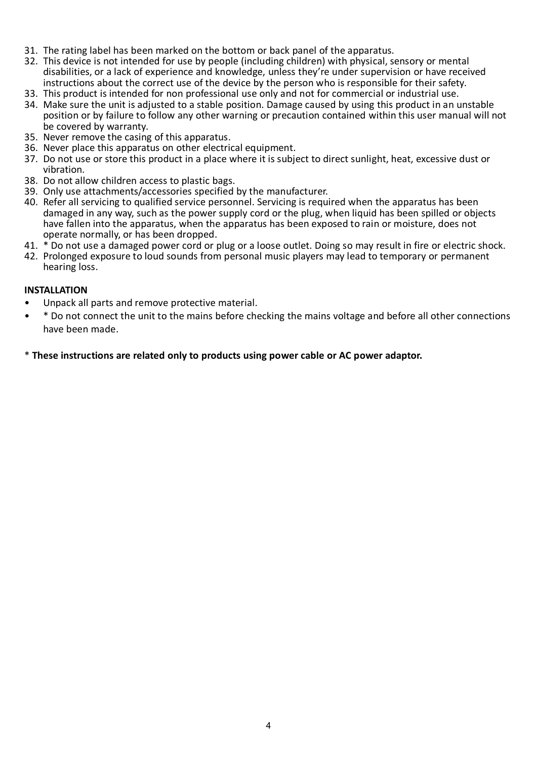31. The rating label has been marked on the bottom or back panel of the apparatus.
32. This device is not intended for use by people (including children) with physical, sensory or mental disabilities, or a lack of experience and knowledge, unless they're under supervision or have received instructions about the correct use of the device by the person who is responsible for their safety.
33. This product is intended for non professional use only and not for commercial or industrial use.
34. Make sure the unit is adjusted to a stable position. Damage caused by using this product in an unstable position or by failure to follow any other warning or precaution contained within this user manual will not be covered by warranty.
35. Never remove the casing of this apparatus.
36. Never place this apparatus on other electrical equipment.
37. Do not use or store this product in a place where it is subject to direct sunlight, heat, excessive dust or vibration.
38. Do not allow children access to plastic bags.
39. Only use attachments/accessories specified by the manufacturer.
40. Refer all servicing to qualified service personnel. Servicing is required when the apparatus has been damaged in any way, such as the power supply cord or the plug, when liquid has been spilled or objects have fallen into the apparatus, when the apparatus has been exposed to rain or moisture, does not operate normally, or has been dropped.
41. * Do not use a damaged power cord or plug or a loose outlet. Doing so may result in fire or electric shock.
42. Prolonged exposure to loud sounds from personal music players may lead to temporary or permanent hearing loss.

**INSTALLATION**

- Unpack all parts and remove protective material.
- * Do not connect the unit to the mains before checking the mains voltage and before all other connections have been made.

* **These instructions are related only to products using power cable or AC power adaptor.**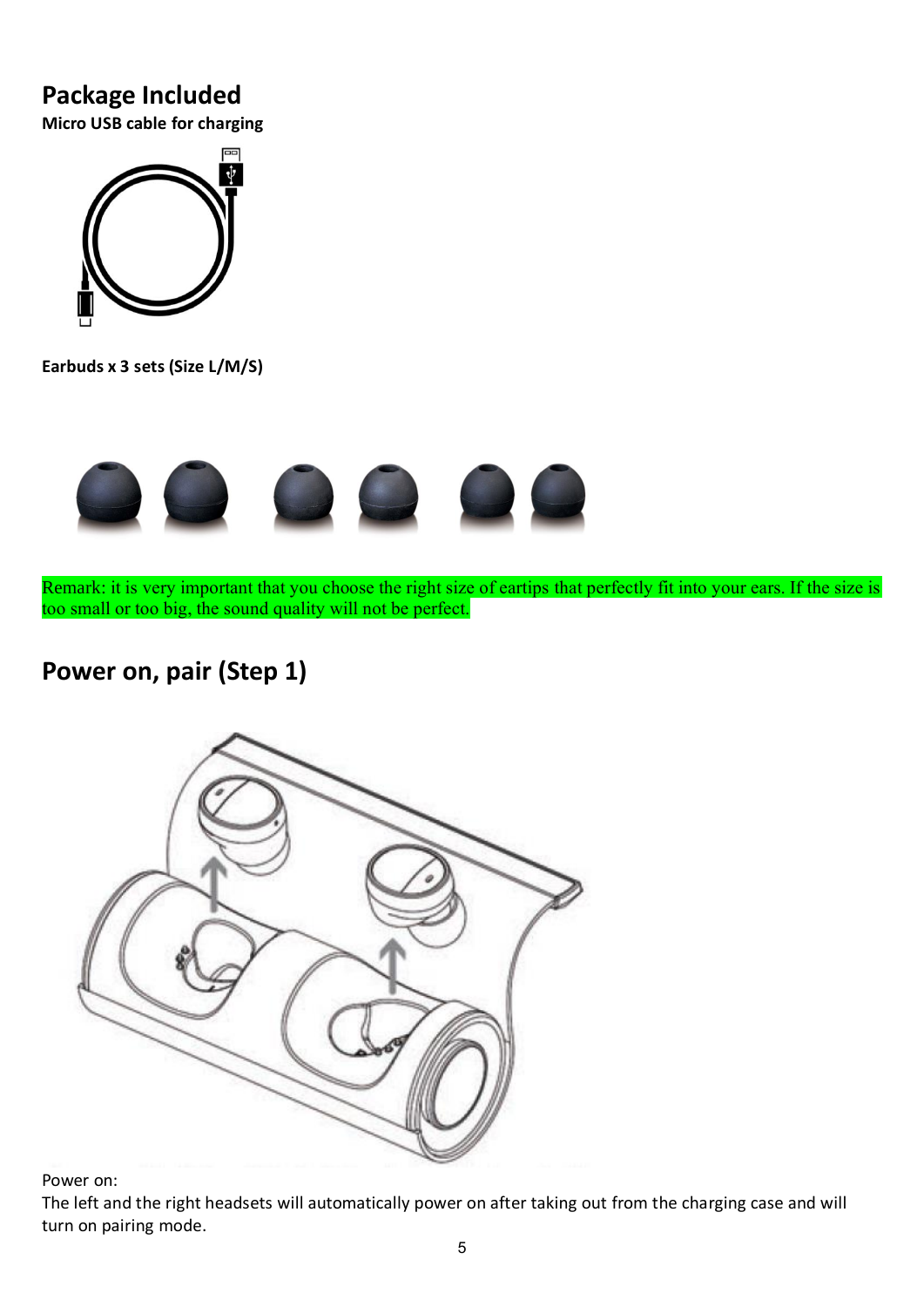## Package Included

**Micro USB cable for charging**

**Earbuds x 3 sets (Size L/M/S)**

Remark: it is very important that you choose the right size of eartips that perfectly fit into your ears. If the size is too small or too big, the sound quality will not be perfect.

## Power on, pair (Step 1)

Power on:

The left and the right headsets will automatically power on after taking out from the charging case and will turn on pairing mode.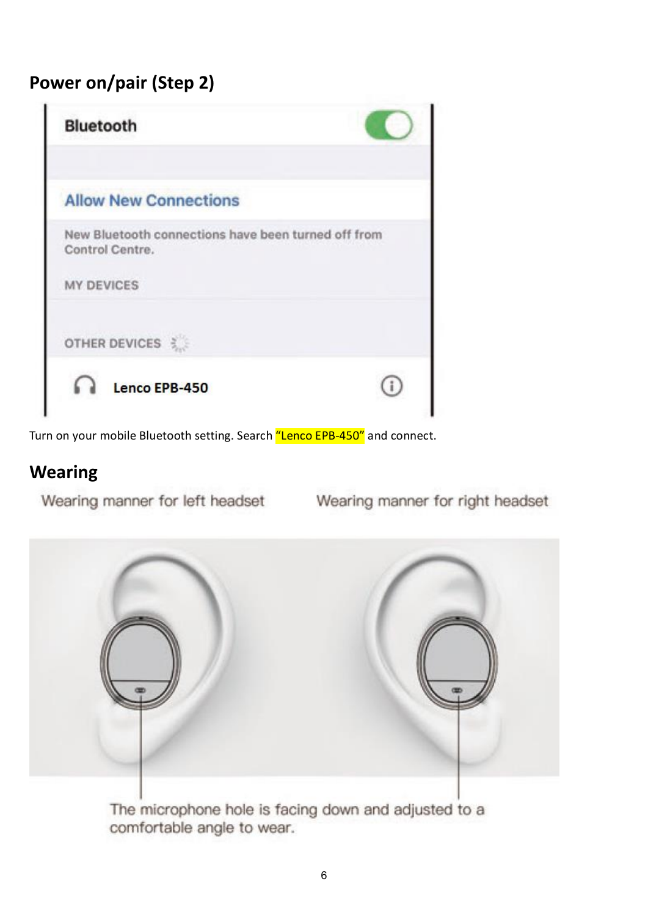## Power on/pair (Step 2)

Bluetooth

Allow New Connections

New Bluetooth connections have been turned off from Control Centre.

MY DEVICES

OTHER DEVICES

Lenco EPB-450

Turn on your mobile Bluetooth setting. Search "Lenco EPB-450" and connect.

## Wearing

Wearing manner for left headset

Wearing manner for right headset

The microphone hole is facing down and adjusted to a comfortable angle to wear.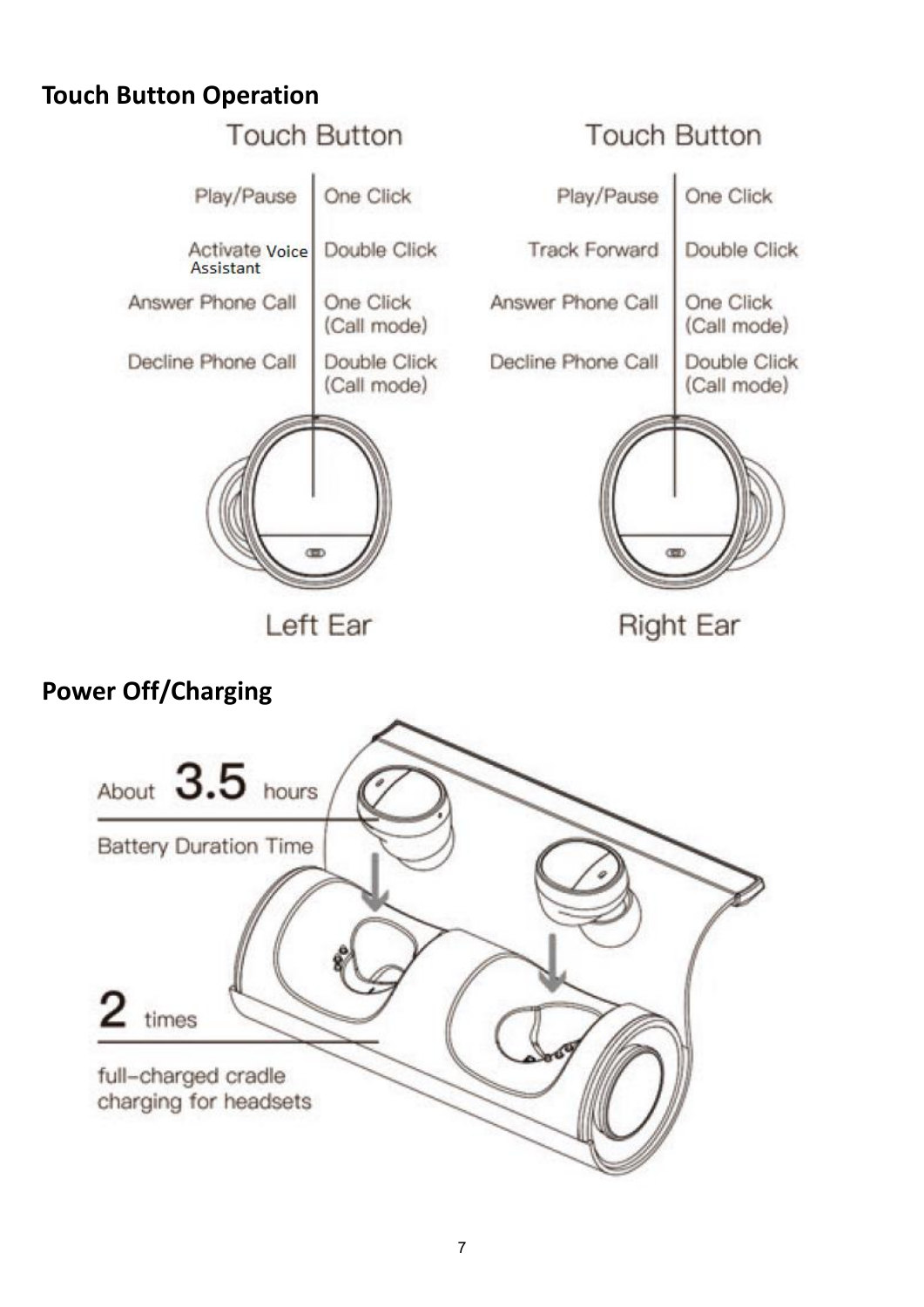## Touch Button Operation

**Left Ear — Touch Button**

| Function | Touch Button |
| --- | --- |
| Play/Pause | One Click |
| Activate Voice Assistant | Double Click |
| Answer Phone Call | One Click (Call mode) |
| Decline Phone Call | Double Click (Call mode) |

**Right Ear — Touch Button**

| Function | Touch Button |
| --- | --- |
| Play/Pause | One Click |
| Track Forward | Double Click |
| Answer Phone Call | One Click (Call mode) |
| Decline Phone Call | Double Click (Call mode) |

## Power Off/Charging

About 3.5 hours

Battery Duration Time

2 times

full-charged cradle charging for headsets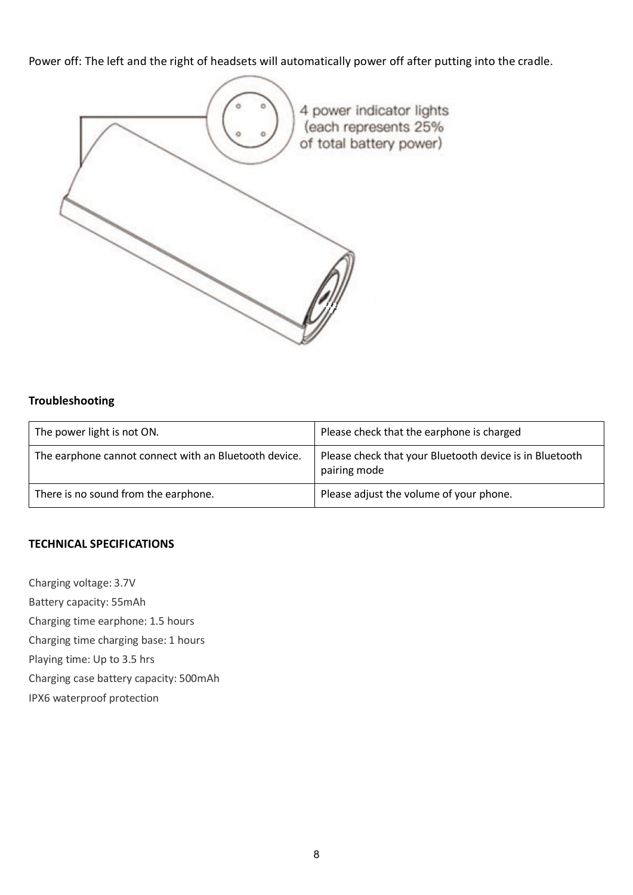Power off: The left and the right of headsets will automatically power off after putting into the cradle.

4 power indicator lights (each represents 25% of total battery power)

**Troubleshooting**

| The power light is not ON. | Please check that the earphone is charged |
|---|---|
| The earphone cannot connect with an Bluetooth device. | Please check that your Bluetooth device is in Bluetooth pairing mode |
| There is no sound from the earphone. | Please adjust the volume of your phone. |

**TECHNICAL SPECIFICATIONS**

Charging voltage: 3.7V

Battery capacity: 55mAh

Charging time earphone: 1.5 hours

Charging time charging base: 1 hours

Playing time: Up to 3.5 hrs

Charging case battery capacity: 500mAh

IPX6 waterproof protection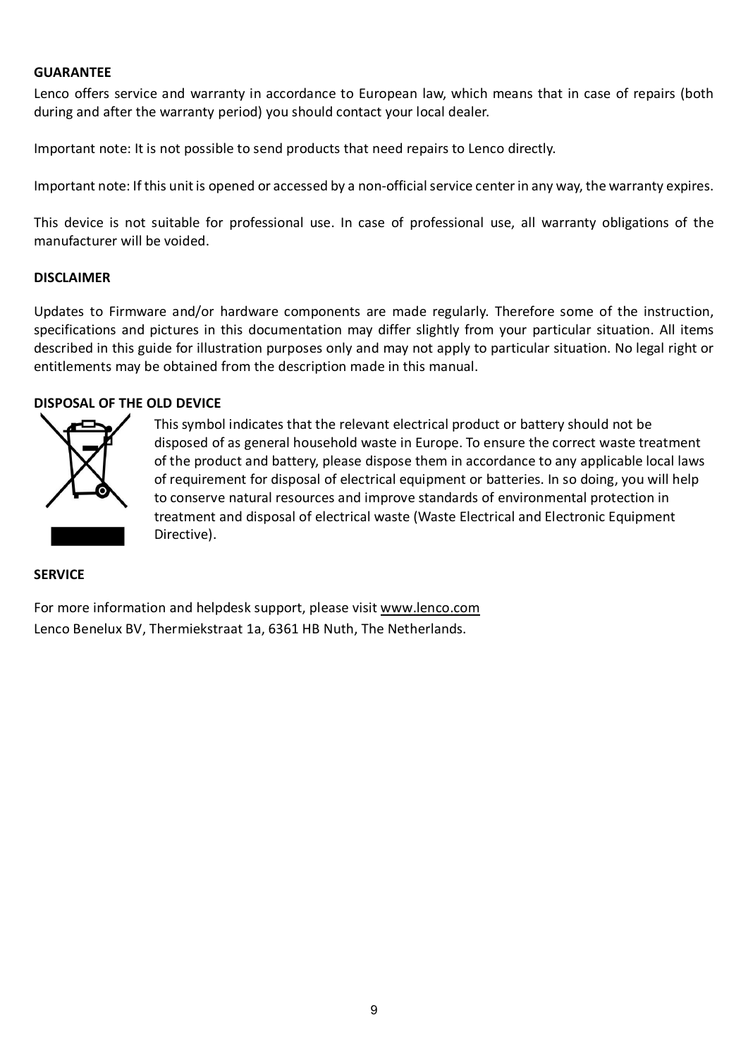**GUARANTEE**

Lenco offers service and warranty in accordance to European law, which means that in case of repairs (both during and after the warranty period) you should contact your local dealer.

Important note: It is not possible to send products that need repairs to Lenco directly.

Important note: If this unit is opened or accessed by a non-official service center in any way, the warranty expires.

This device is not suitable for professional use. In case of professional use, all warranty obligations of the manufacturer will be voided.

**DISCLAIMER**

Updates to Firmware and/or hardware components are made regularly. Therefore some of the instruction, specifications and pictures in this documentation may differ slightly from your particular situation. All items described in this guide for illustration purposes only and may not apply to particular situation. No legal right or entitlements may be obtained from the description made in this manual.

**DISPOSAL OF THE OLD DEVICE**

This symbol indicates that the relevant electrical product or battery should not be disposed of as general household waste in Europe. To ensure the correct waste treatment of the product and battery, please dispose them in accordance to any applicable local laws of requirement for disposal of electrical equipment or batteries. In so doing, you will help to conserve natural resources and improve standards of environmental protection in treatment and disposal of electrical waste (Waste Electrical and Electronic Equipment Directive).

**SERVICE**

For more information and helpdesk support, please visit www.lenco.com
Lenco Benelux BV, Thermiekstraat 1a, 6361 HB Nuth, The Netherlands.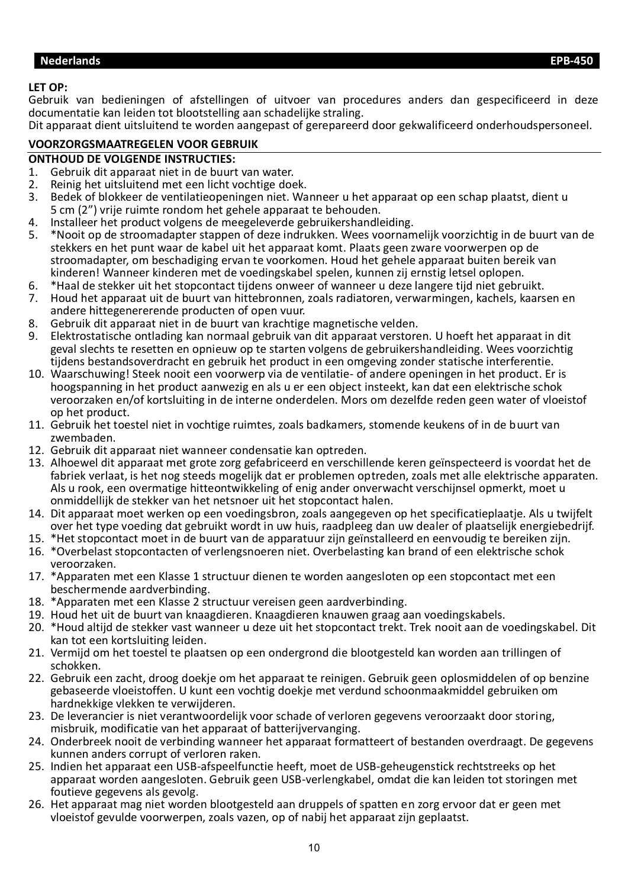**LET OP:**
Gebruik van bedieningen of afstellingen of uitvoer van procedures anders dan gespecificeerd in deze documentatie kan leiden tot blootstelling aan schadelijke straling.
Dit apparaat dient uitsluitend te worden aangepast of gerepareerd door gekwalificeerd onderhoudspersoneel.

**VOORZORGSMAATREGELEN VOOR GEBRUIK**

**ONTHOUD DE VOLGENDE INSTRUCTIES:**

1. Gebruik dit apparaat niet in de buurt van water.
2. Reinig het uitsluitend met een licht vochtige doek.
3. Bedek of blokkeer de ventilatieopeningen niet. Wanneer u het apparaat op een schap plaatst, dient u 5 cm (2”) vrije ruimte rondom het gehele apparaat te behouden.
4. Installeer het product volgens de meegeleverde gebruikershandleiding.
5. *Nooit op de stroomadapter stappen of deze indrukken. Wees voornamelijk voorzichtig in de buurt van de stekkers en het punt waar de kabel uit het apparaat komt. Plaats geen zware voorwerpen op de stroomadapter, om beschadiging ervan te voorkomen. Houd het gehele apparaat buiten bereik van kinderen! Wanneer kinderen met de voedingskabel spelen, kunnen zij ernstig letsel oplopen.
6. *Haal de stekker uit het stopcontact tijdens onweer of wanneer u deze langere tijd niet gebruikt.
7. Houd het apparaat uit de buurt van hittebronnen, zoals radiatoren, verwarmingen, kachels, kaarsen en andere hittegenererende producten of open vuur.
8. Gebruik dit apparaat niet in de buurt van krachtige magnetische velden.
9. Elektrostatische ontlading kan normaal gebruik van dit apparaat verstoren. U hoeft het apparaat in dit geval slechts te resetten en opnieuw op te starten volgens de gebruikershandleiding. Wees voorzichtig tijdens bestandsoverdracht en gebruik het product in een omgeving zonder statische interferentie.
10. Waarschuwing! Steek nooit een voorwerp via de ventilatie- of andere openingen in het product. Er is hoogspanning in het product aanwezig en als u er een object insteekt, kan dat een elektrische schok veroorzaken en/of kortsluiting in de interne onderdelen. Mors om dezelfde reden geen water of vloeistof op het product.
11. Gebruik het toestel niet in vochtige ruimtes, zoals badkamers, stomende keukens of in de buurt van zwembaden.
12. Gebruik dit apparaat niet wanneer condensatie kan optreden.
13. Alhoewel dit apparaat met grote zorg gefabriceerd en verschillende keren geïnspecteerd is voordat het de fabriek verlaat, is het nog steeds mogelijk dat er problemen optreden, zoals met alle elektrische apparaten. Als u rook, een overmatige hitteontwikkeling of enig ander onverwacht verschijnsel opmerkt, moet u onmiddellijk de stekker van het netsnoer uit het stopcontact halen.
14. Dit apparaat moet werken op een voedingsbron, zoals aangegeven op het specificatieplaatje. Als u twijfelt over het type voeding dat gebruikt wordt in uw huis, raadpleeg dan uw dealer of plaatselijk energiebedrijf.
15. *Het stopcontact moet in de buurt van de apparatuur zijn geïnstalleerd en eenvoudig te bereiken zijn.
16. *Overbelast stopcontacten of verlengsnoeren niet. Overbelasting kan brand of een elektrische schok veroorzaken.
17. *Apparaten met een Klasse 1 structuur dienen te worden aangesloten op een stopcontact met een beschermende aardverbinding.
18. *Apparaten met een Klasse 2 structuur vereisen geen aardverbinding.
19. Houd het uit de buurt van knaagdieren. Knaagdieren knauwen graag aan voedingskabels.
20. *Houd altijd de stekker vast wanneer u deze uit het stopcontact trekt. Trek nooit aan de voedingskabel. Dit kan tot een kortsluiting leiden.
21. Vermijd om het toestel te plaatsen op een ondergrond die blootgesteld kan worden aan trillingen of schokken.
22. Gebruik een zacht, droog doekje om het apparaat te reinigen. Gebruik geen oplosmiddelen of op benzine gebaseerde vloeistoffen. U kunt een vochtig doekje met verdund schoonmaakmiddel gebruiken om hardnekkige vlekken te verwijderen.
23. De leverancier is niet verantwoordelijk voor schade of verloren gegevens veroorzaakt door storing, misbruik, modificatie van het apparaat of batterijvervanging.
24. Onderbreek nooit de verbinding wanneer het apparaat formatteert of bestanden overdraagt. De gegevens kunnen anders corrupt of verloren raken.
25. Indien het apparaat een USB-afspeelfunctie heeft, moet de USB-geheugenstick rechtstreeks op het apparaat worden aangesloten. Gebruik geen USB-verlengkabel, omdat die kan leiden tot storingen met foutieve gegevens als gevolg.
26. Het apparaat mag niet worden blootgesteld aan druppels of spatten en zorg ervoor dat er geen met vloeistof gevulde voorwerpen, zoals vazen, op of nabij het apparaat zijn geplaatst.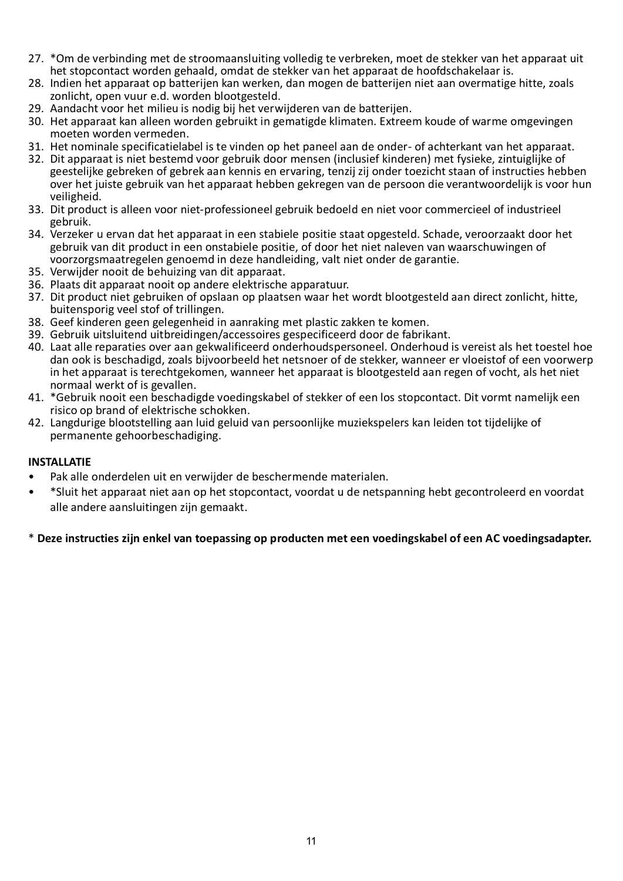27. *Om de verbinding met de stroomaansluiting volledig te verbreken, moet de stekker van het apparaat uit het stopcontact worden gehaald, omdat de stekker van het apparaat de hoofdschakelaar is.
28. Indien het apparaat op batterijen kan werken, dan mogen de batterijen niet aan overmatige hitte, zoals zonlicht, open vuur e.d. worden blootgesteld.
29. Aandacht voor het milieu is nodig bij het verwijderen van de batterijen.
30. Het apparaat kan alleen worden gebruikt in gematigde klimaten. Extreem koude of warme omgevingen moeten worden vermeden.
31. Het nominale specificatielabel is te vinden op het paneel aan de onder- of achterkant van het apparaat.
32. Dit apparaat is niet bestemd voor gebruik door mensen (inclusief kinderen) met fysieke, zintuiglijke of geestelijke gebreken of gebrek aan kennis en ervaring, tenzij zij onder toezicht staan of instructies hebben over het juiste gebruik van het apparaat hebben gekregen van de persoon die verantwoordelijk is voor hun veiligheid.
33. Dit product is alleen voor niet-professioneel gebruik bedoeld en niet voor commercieel of industrieel gebruik.
34. Verzeker u ervan dat het apparaat in een stabiele positie staat opgesteld. Schade, veroorzaakt door het gebruik van dit product in een onstabiele positie, of door het niet naleven van waarschuwingen of voorzorgsmaatregelen genoemd in deze handleiding, valt niet onder de garantie.
35. Verwijder nooit de behuizing van dit apparaat.
36. Plaats dit apparaat nooit op andere elektrische apparatuur.
37. Dit product niet gebruiken of opslaan op plaatsen waar het wordt blootgesteld aan direct zonlicht, hitte, buitensporig veel stof of trillingen.
38. Geef kinderen geen gelegenheid in aanraking met plastic zakken te komen.
39. Gebruik uitsluitend uitbreidingen/accessoires gespecificeerd door de fabrikant.
40. Laat alle reparaties over aan gekwalificeerd onderhoudspersoneel. Onderhoud is vereist als het toestel hoe dan ook is beschadigd, zoals bijvoorbeeld het netsnoer of de stekker, wanneer er vloeistof of een voorwerp in het apparaat is terechtgekomen, wanneer het apparaat is blootgesteld aan regen of vocht, als het niet normaal werkt of is gevallen.
41. *Gebruik nooit een beschadigde voedingskabel of stekker of een los stopcontact. Dit vormt namelijk een risico op brand of elektrische schokken.
42. Langdurige blootstelling aan luid geluid van persoonlijke muziekspelers kan leiden tot tijdelijke of permanente gehoorbeschadiging.

**INSTALLATIE**

- Pak alle onderdelen uit en verwijder de beschermende materialen.
- *Sluit het apparaat niet aan op het stopcontact, voordat u de netspanning hebt gecontroleerd en voordat alle andere aansluitingen zijn gemaakt.

* **Deze instructies zijn enkel van toepassing op producten met een voedingskabel of een AC voedingsadapter.**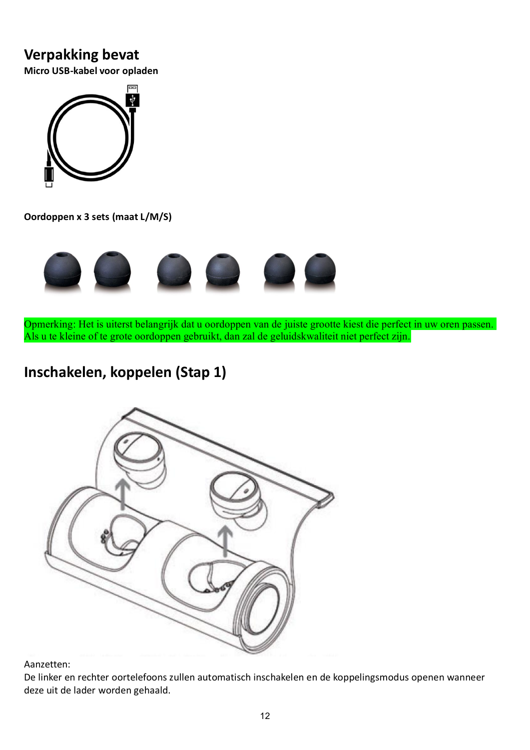## Verpakking bevat

**Micro USB-kabel voor opladen**

**Oordoppen x 3 sets (maat L/M/S)**

Opmerking: Het is uiterst belangrijk dat u oordoppen van de juiste grootte kiest die perfect in uw oren passen. Als u te kleine of te grote oordoppen gebruikt, dan zal de geluidskwaliteit niet perfect zijn.

## Inschakelen, koppelen (Stap 1)

Aanzetten:
De linker en rechter oortelefoons zullen automatisch inschakelen en de koppelingsmodus openen wanneer deze uit de lader worden gehaald.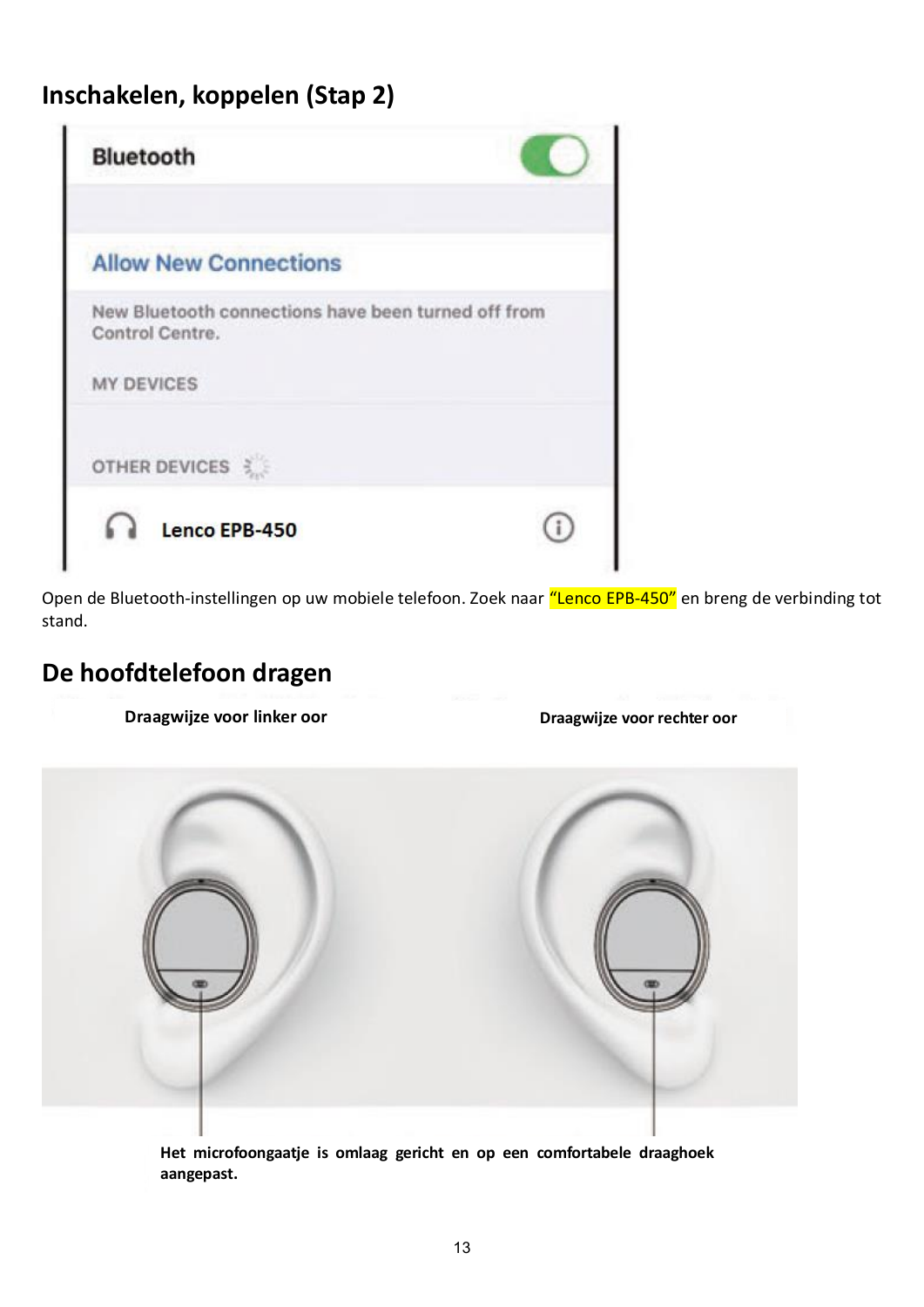## Inschakelen, koppelen (Stap 2)

Open de Bluetooth-instellingen op uw mobiele telefoon. Zoek naar “Lenco EPB-450” en breng de verbinding tot stand.

## De hoofdtelefoon dragen

**Draagwijze voor linker oor**

**Draagwijze voor rechter oor**

**Het microfoongaatje is omlaag gericht en op een comfortabele draaghoek aangepast.**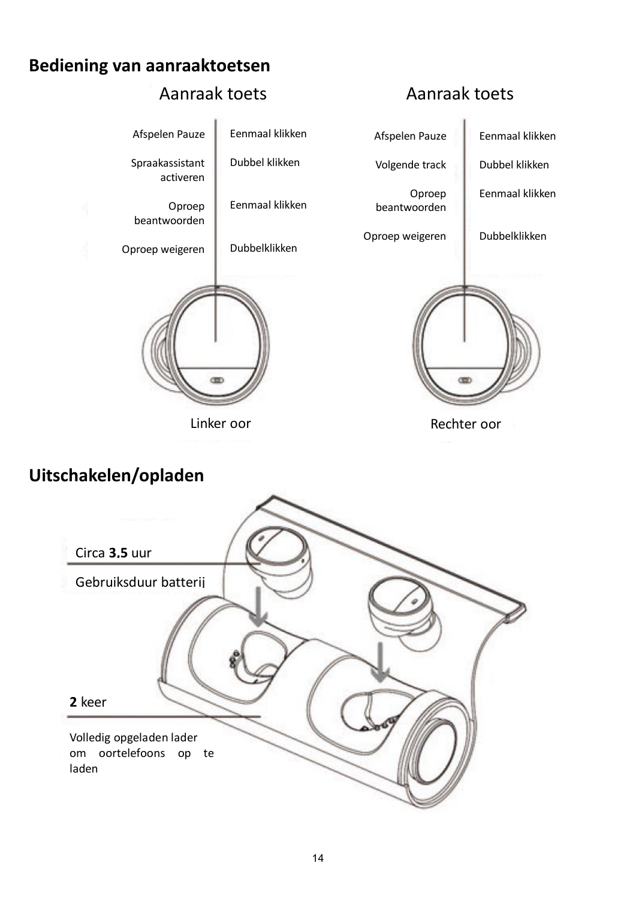## Bediening van aanraaktoetsen

**Aanraak toets** — Linker oor

| Functie | Bediening |
|---|---|
| Afspelen Pauze | Eenmaal klikken |
| Spraakassistant activeren | Dubbel klikken |
| Oproep beantwoorden | Eenmaal klikken |
| Oproep weigeren | Dubbelklikken |

**Aanraak toets** — Rechter oor

| Functie | Bediening |
|---|---|
| Afspelen Pauze | Eenmaal klikken |
| Volgende track | Dubbel klikken |
| Oproep beantwoorden | Eenmaal klikken |
| Oproep weigeren | Dubbelklikken |

## Uitschakelen/opladen

Circa **3.5** uur

Gebruiksduur batterij

**2** keer

Volledig opgeladen lader om oortelefoons op te laden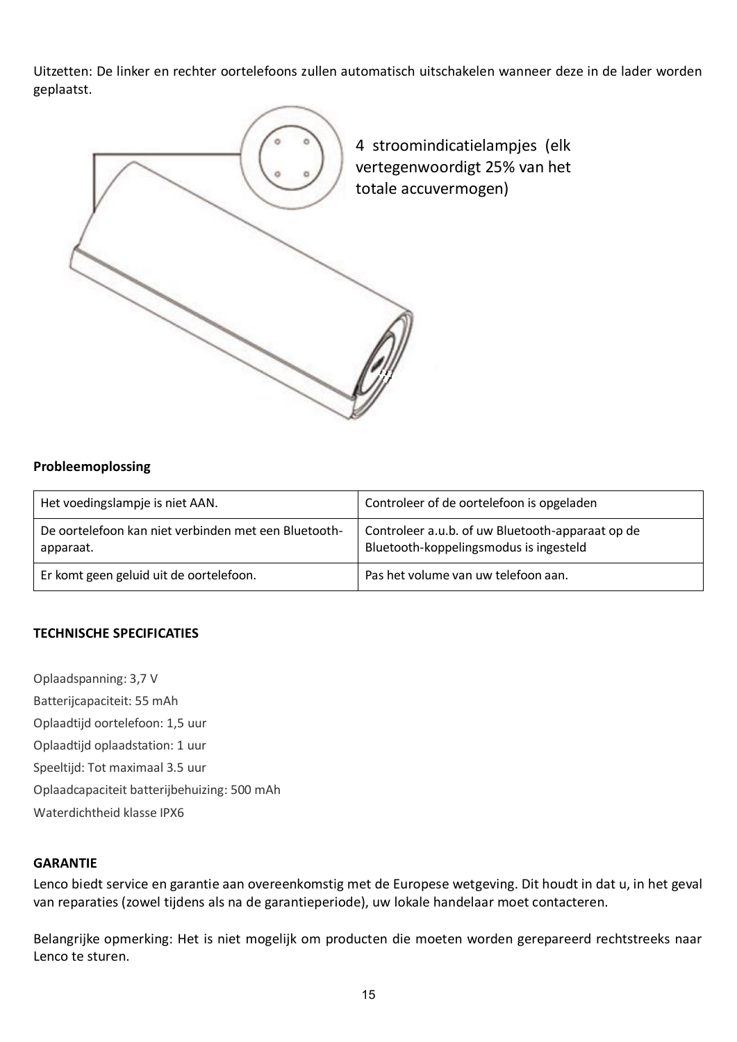Uitzetten: De linker en rechter oortelefoons zullen automatisch uitschakelen wanneer deze in de lader worden geplaatst.

4 stroomindicatielampjes (elk vertegenwoordigt 25% van het totale accuvermogen)

**Probleemoplossing**

| Het voedingslampje is niet AAN. | Controleer of de oortelefoon is opgeladen |
|---|---|
| De oortelefoon kan niet verbinden met een Bluetooth-apparaat. | Controleer a.u.b. of uw Bluetooth-apparaat op de Bluetooth-koppelingsmodus is ingesteld |
| Er komt geen geluid uit de oortelefoon. | Pas het volume van uw telefoon aan. |

**TECHNISCHE SPECIFICATIES**

Oplaadspanning: 3,7 V

Batterijcapaciteit: 55 mAh

Oplaadtijd oortelefoon: 1,5 uur

Oplaadtijd oplaadstation: 1 uur

Speeltijd: Tot maximaal 3.5 uur

Oplaadcapaciteit batterijbehuizing: 500 mAh

Waterdichtheid klasse IPX6

**GARANTIE**

Lenco biedt service en garantie aan overeenkomstig met de Europese wetgeving. Dit houdt in dat u, in het geval van reparaties (zowel tijdens als na de garantieperiode), uw lokale handelaar moet contacteren.

Belangrijke opmerking: Het is niet mogelijk om producten die moeten worden gerepareerd rechtstreeks naar Lenco te sturen.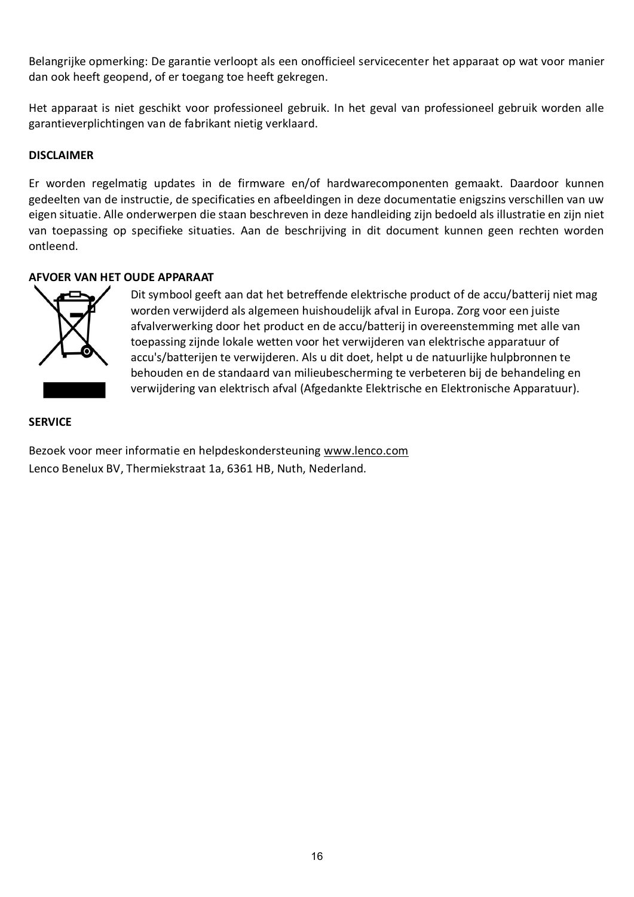Belangrijke opmerking: De garantie verloopt als een onofficieel servicecenter het apparaat op wat voor manier dan ook heeft geopend, of er toegang toe heeft gekregen.

Het apparaat is niet geschikt voor professioneel gebruik. In het geval van professioneel gebruik worden alle garantieverplichtingen van de fabrikant nietig verklaard.

**DISCLAIMER**

Er worden regelmatig updates in de firmware en/of hardwarecomponenten gemaakt. Daardoor kunnen gedeelten van de instructie, de specificaties en afbeeldingen in deze documentatie enigszins verschillen van uw eigen situatie. Alle onderwerpen die staan beschreven in deze handleiding zijn bedoeld als illustratie en zijn niet van toepassing op specifieke situaties. Aan de beschrijving in dit document kunnen geen rechten worden ontleend.

**AFVOER VAN HET OUDE APPARAAT**

Dit symbool geeft aan dat het betreffende elektrische product of de accu/batterij niet mag worden verwijderd als algemeen huishoudelijk afval in Europa. Zorg voor een juiste afvalverwerking door het product en de accu/batterij in overeenstemming met alle van toepassing zijnde lokale wetten voor het verwijderen van elektrische apparatuur of accu's/batterijen te verwijderen. Als u dit doet, helpt u de natuurlijke hulpbronnen te behouden en de standaard van milieubescherming te verbeteren bij de behandeling en verwijdering van elektrisch afval (Afgedankte Elektrische en Elektronische Apparatuur).

**SERVICE**

Bezoek voor meer informatie en helpdeskondersteuning www.lenco.com
Lenco Benelux BV, Thermiekstraat 1a, 6361 HB, Nuth, Nederland.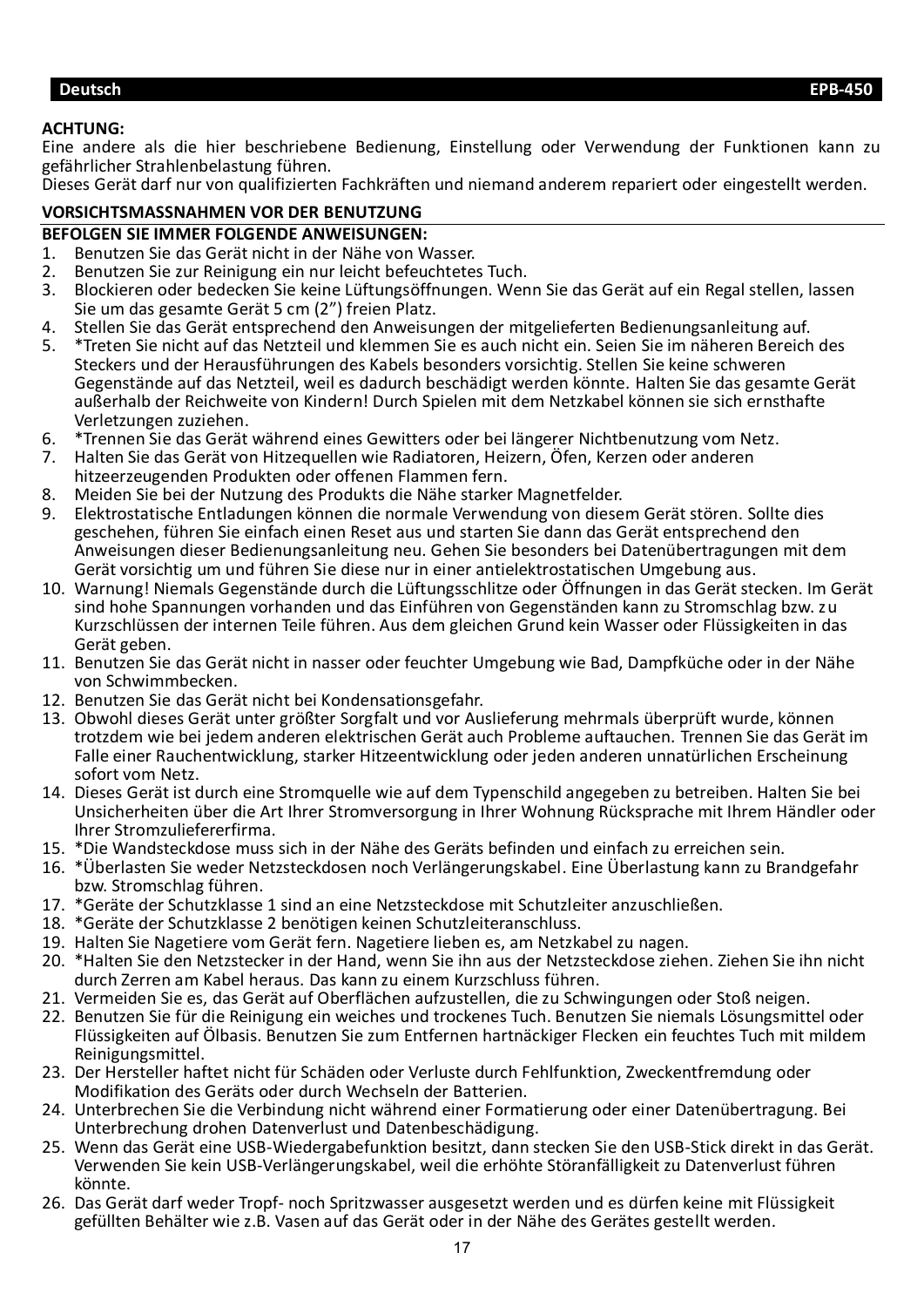**ACHTUNG:**
Eine andere als die hier beschriebene Bedienung, Einstellung oder Verwendung der Funktionen kann zu gefährlicher Strahlenbelastung führen.
Dieses Gerät darf nur von qualifizierten Fachkräften und niemand anderem repariert oder eingestellt werden.

**VORSICHTSMASSNAHMEN VOR DER BENUTZUNG**

**BEFOLGEN SIE IMMER FOLGENDE ANWEISUNGEN:**

1. Benutzen Sie das Gerät nicht in der Nähe von Wasser.
2. Benutzen Sie zur Reinigung ein nur leicht befeuchtetes Tuch.
3. Blockieren oder bedecken Sie keine Lüftungsöffnungen. Wenn Sie das Gerät auf ein Regal stellen, lassen Sie um das gesamte Gerät 5 cm (2”) freien Platz.
4. Stellen Sie das Gerät entsprechend den Anweisungen der mitgelieferten Bedienungsanleitung auf.
5. *Treten Sie nicht auf das Netzteil und klemmen Sie es auch nicht ein. Seien Sie im näheren Bereich des Steckers und der Herausführungen des Kabels besonders vorsichtig. Stellen Sie keine schweren Gegenstände auf das Netzteil, weil es dadurch beschädigt werden könnte. Halten Sie das gesamte Gerät außerhalb der Reichweite von Kindern! Durch Spielen mit dem Netzkabel können sie sich ernsthafte Verletzungen zuziehen.
6. *Trennen Sie das Gerät während eines Gewitters oder bei längerer Nichtbenutzung vom Netz.
7. Halten Sie das Gerät von Hitzequellen wie Radiatoren, Heizern, Öfen, Kerzen oder anderen hitzeerzeugenden Produkten oder offenen Flammen fern.
8. Meiden Sie bei der Nutzung des Produkts die Nähe starker Magnetfelder.
9. Elektrostatische Entladungen können die normale Verwendung von diesem Gerät stören. Sollte dies geschehen, führen Sie einfach einen Reset aus und starten Sie dann das Gerät entsprechend den Anweisungen dieser Bedienungsanleitung neu. Gehen Sie besonders bei Datenübertragungen mit dem Gerät vorsichtig um und führen Sie diese nur in einer antielektrostatischen Umgebung aus.
10. Warnung! Niemals Gegenstände durch die Lüftungsschlitze oder Öffnungen in das Gerät stecken. Im Gerät sind hohe Spannungen vorhanden und das Einführen von Gegenständen kann zu Stromschlag bzw. zu Kurzschlüssen der internen Teile führen. Aus dem gleichen Grund kein Wasser oder Flüssigkeiten in das Gerät geben.
11. Benutzen Sie das Gerät nicht in nasser oder feuchter Umgebung wie Bad, Dampfküche oder in der Nähe von Schwimmbecken.
12. Benutzen Sie das Gerät nicht bei Kondensationsgefahr.
13. Obwohl dieses Gerät unter größter Sorgfalt und vor Auslieferung mehrmals überprüft wurde, können trotzdem wie bei jedem anderen elektrischen Gerät auch Probleme auftauchen. Trennen Sie das Gerät im Falle einer Rauchentwicklung, starker Hitzeentwicklung oder jeden anderen unnatürlichen Erscheinung sofort vom Netz.
14. Dieses Gerät ist durch eine Stromquelle wie auf dem Typenschild angegeben zu betreiben. Halten Sie bei Unsicherheiten über die Art Ihrer Stromversorgung in Ihrer Wohnung Rücksprache mit Ihrem Händler oder Ihrer Stromzuliefererfirma.
15. *Die Wandsteckdose muss sich in der Nähe des Geräts befinden und einfach zu erreichen sein.
16. *Überlasten Sie weder Netzsteckdosen noch Verlängerungskabel. Eine Überlastung kann zu Brandgefahr bzw. Stromschlag führen.
17. *Geräte der Schutzklasse 1 sind an eine Netzsteckdose mit Schutzleiter anzuschließen.
18. *Geräte der Schutzklasse 2 benötigen keinen Schutzleiteranschluss.
19. Halten Sie Nagetiere vom Gerät fern. Nagetiere lieben es, am Netzkabel zu nagen.
20. *Halten Sie den Netzstecker in der Hand, wenn Sie ihn aus der Netzsteckdose ziehen. Ziehen Sie ihn nicht durch Zerren am Kabel heraus. Das kann zu einem Kurzschluss führen.
21. Vermeiden Sie es, das Gerät auf Oberflächen aufzustellen, die zu Schwingungen oder Stoß neigen.
22. Benutzen Sie für die Reinigung ein weiches und trockenes Tuch. Benutzen Sie niemals Lösungsmittel oder Flüssigkeiten auf Ölbasis. Benutzen Sie zum Entfernen hartnäckiger Flecken ein feuchtes Tuch mit mildem Reinigungsmittel.
23. Der Hersteller haftet nicht für Schäden oder Verluste durch Fehlfunktion, Zweckentfremdung oder Modifikation des Geräts oder durch Wechseln der Batterien.
24. Unterbrechen Sie die Verbindung nicht während einer Formatierung oder einer Datenübertragung. Bei Unterbrechung drohen Datenverlust und Datenbeschädigung.
25. Wenn das Gerät eine USB-Wiedergabefunktion besitzt, dann stecken Sie den USB-Stick direkt in das Gerät. Verwenden Sie kein USB-Verlängerungskabel, weil die erhöhte Störanfälligkeit zu Datenverlust führen könnte.
26. Das Gerät darf weder Tropf- noch Spritzwasser ausgesetzt werden und es dürfen keine mit Flüssigkeit gefüllten Behälter wie z.B. Vasen auf das Gerät oder in der Nähe des Gerätes gestellt werden.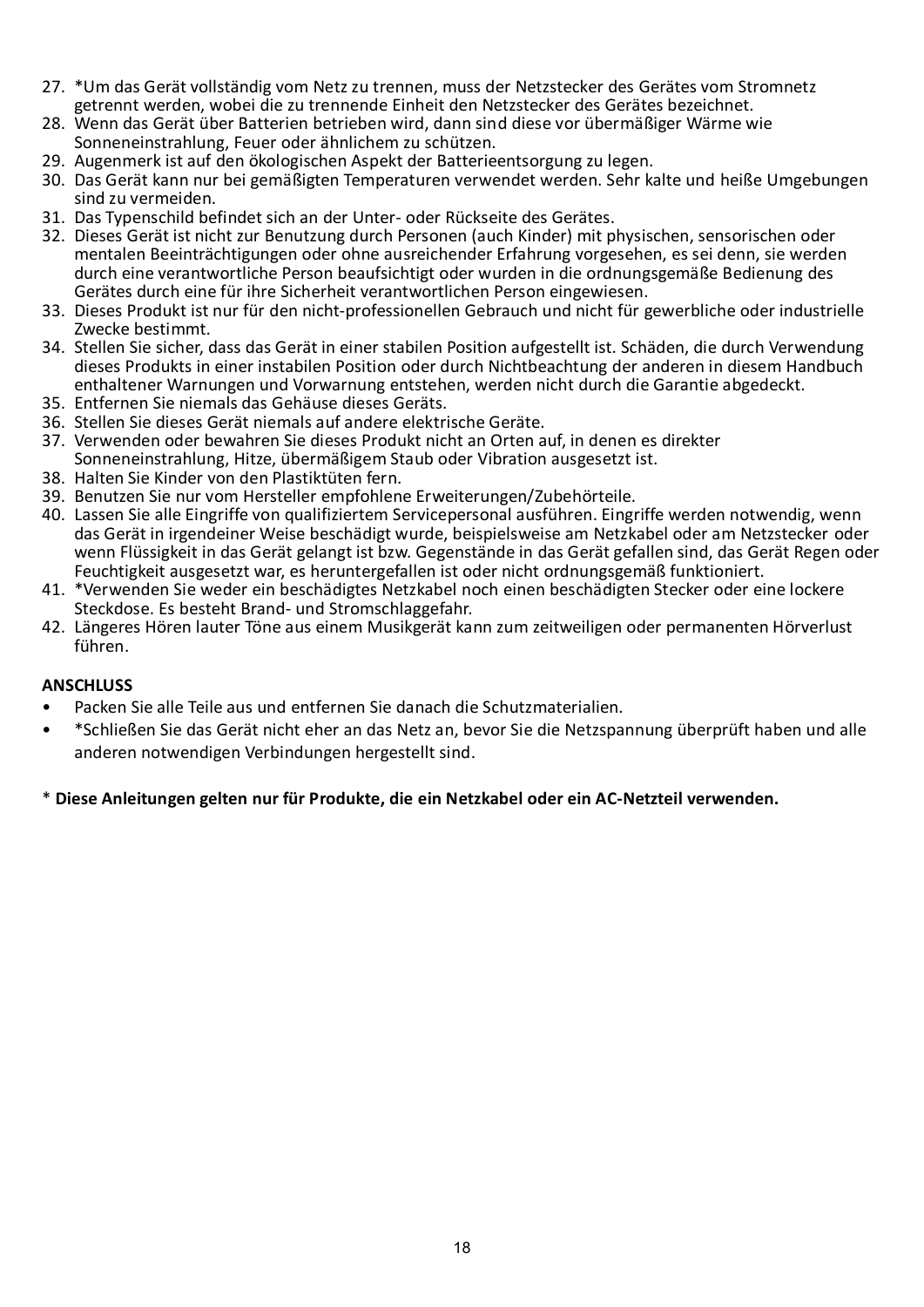27. *Um das Gerät vollständig vom Netz zu trennen, muss der Netzstecker des Gerätes vom Stromnetz getrennt werden, wobei die zu trennende Einheit den Netzstecker des Gerätes bezeichnet.
28. Wenn das Gerät über Batterien betrieben wird, dann sind diese vor übermäßiger Wärme wie Sonneneinstrahlung, Feuer oder ähnlichem zu schützen.
29. Augenmerk ist auf den ökologischen Aspekt der Batterieentsorgung zu legen.
30. Das Gerät kann nur bei gemäßigten Temperaturen verwendet werden. Sehr kalte und heiße Umgebungen sind zu vermeiden.
31. Das Typenschild befindet sich an der Unter- oder Rückseite des Gerätes.
32. Dieses Gerät ist nicht zur Benutzung durch Personen (auch Kinder) mit physischen, sensorischen oder mentalen Beeinträchtigungen oder ohne ausreichender Erfahrung vorgesehen, es sei denn, sie werden durch eine verantwortliche Person beaufsichtigt oder wurden in die ordnungsgemäße Bedienung des Gerätes durch eine für ihre Sicherheit verantwortlichen Person eingewiesen.
33. Dieses Produkt ist nur für den nicht-professionellen Gebrauch und nicht für gewerbliche oder industrielle Zwecke bestimmt.
34. Stellen Sie sicher, dass das Gerät in einer stabilen Position aufgestellt ist. Schäden, die durch Verwendung dieses Produkts in einer instabilen Position oder durch Nichtbeachtung der anderen in diesem Handbuch enthaltener Warnungen und Vorwarnung entstehen, werden nicht durch die Garantie abgedeckt.
35. Entfernen Sie niemals das Gehäuse dieses Geräts.
36. Stellen Sie dieses Gerät niemals auf andere elektrische Geräte.
37. Verwenden oder bewahren Sie dieses Produkt nicht an Orten auf, in denen es direkter Sonneneinstrahlung, Hitze, übermäßigem Staub oder Vibration ausgesetzt ist.
38. Halten Sie Kinder von den Plastiktüten fern.
39. Benutzen Sie nur vom Hersteller empfohlene Erweiterungen/Zubehörteile.
40. Lassen Sie alle Eingriffe von qualifiziertem Servicepersonal ausführen. Eingriffe werden notwendig, wenn das Gerät in irgendeiner Weise beschädigt wurde, beispielsweise am Netzkabel oder am Netzstecker oder wenn Flüssigkeit in das Gerät gelangt ist bzw. Gegenstände in das Gerät gefallen sind, das Gerät Regen oder Feuchtigkeit ausgesetzt war, es heruntergefallen ist oder nicht ordnungsgemäß funktioniert.
41. *Verwenden Sie weder ein beschädigtes Netzkabel noch einen beschädigten Stecker oder eine lockere Steckdose. Es besteht Brand- und Stromschlaggefahr.
42. Längeres Hören lauter Töne aus einem Musikgerät kann zum zeitweiligen oder permanenten Hörverlust führen.

**ANSCHLUSS**

- Packen Sie alle Teile aus und entfernen Sie danach die Schutzmaterialien.
- *Schließen Sie das Gerät nicht eher an das Netz an, bevor Sie die Netzspannung überprüft haben und alle anderen notwendigen Verbindungen hergestellt sind.

\* **Diese Anleitungen gelten nur für Produkte, die ein Netzkabel oder ein AC-Netzteil verwenden.**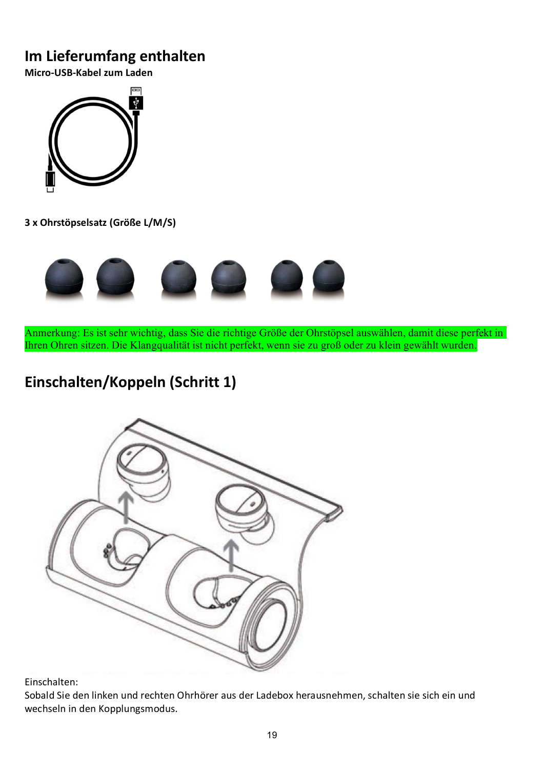## Im Lieferumfang enthalten

**Micro-USB-Kabel zum Laden**

**3 x Ohrstöpselsatz (Größe L/M/S)**

Anmerkung: Es ist sehr wichtig, dass Sie die richtige Größe der Ohrstöpsel auswählen, damit diese perfekt in Ihren Ohren sitzen. Die Klangqualität ist nicht perfekt, wenn sie zu groß oder zu klein gewählt wurden.

## Einschalten/Koppeln (Schritt 1)

Einschalten:
Sobald Sie den linken und rechten Ohrhörer aus der Ladebox herausnehmen, schalten sie sich ein und wechseln in den Kopplungsmodus.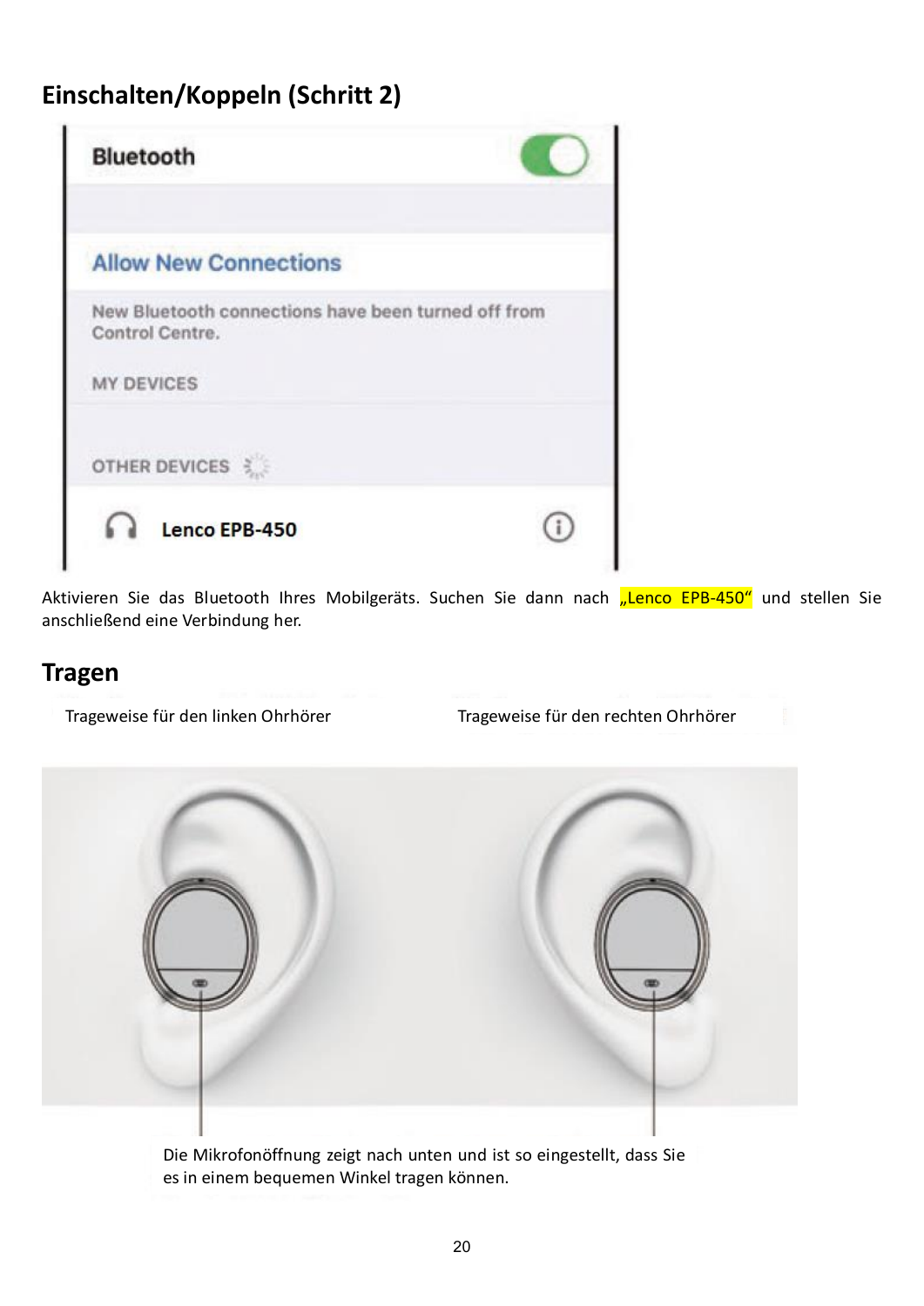## Einschalten/Koppeln (Schritt 2)

Aktivieren Sie das Bluetooth Ihres Mobilgeräts. Suchen Sie dann nach „Lenco EPB-450" und stellen Sie anschließend eine Verbindung her.

## Tragen

Trageweise für den linken Ohrhörer

Trageweise für den rechten Ohrhörer

Die Mikrofonöffnung zeigt nach unten und ist so eingestellt, dass Sie es in einem bequemen Winkel tragen können.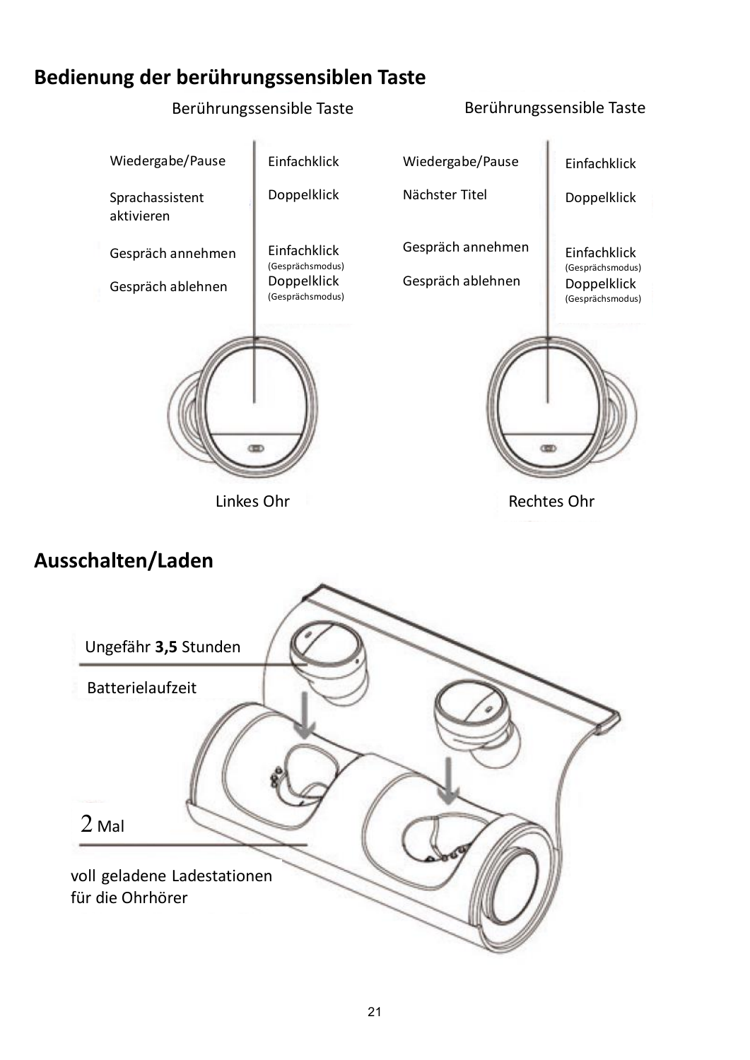## Bedienung der berührungssensiblen Taste

**Linkes Ohr** – Berührungssensible Taste

| Funktion | Bedienung |
| --- | --- |
| Wiedergabe/Pause | Einfachklick |
| Sprachassistent aktivieren | Doppelklick |
| Gespräch annehmen | Einfachklick (Gesprächsmodus) |
| Gespräch ablehnen | Doppelklick (Gesprächsmodus) |

**Rechtes Ohr** – Berührungssensible Taste

| Funktion | Bedienung |
| --- | --- |
| Wiedergabe/Pause | Einfachklick |
| Nächster Titel | Doppelklick |
| Gespräch annehmen | Einfachklick (Gesprächsmodus) |
| Gespräch ablehnen | Doppelklick (Gesprächsmodus) |

## Ausschalten/Laden

Ungefähr **3,5** Stunden

Batterielaufzeit

2 Mal

voll geladene Ladestationen für die Ohrhörer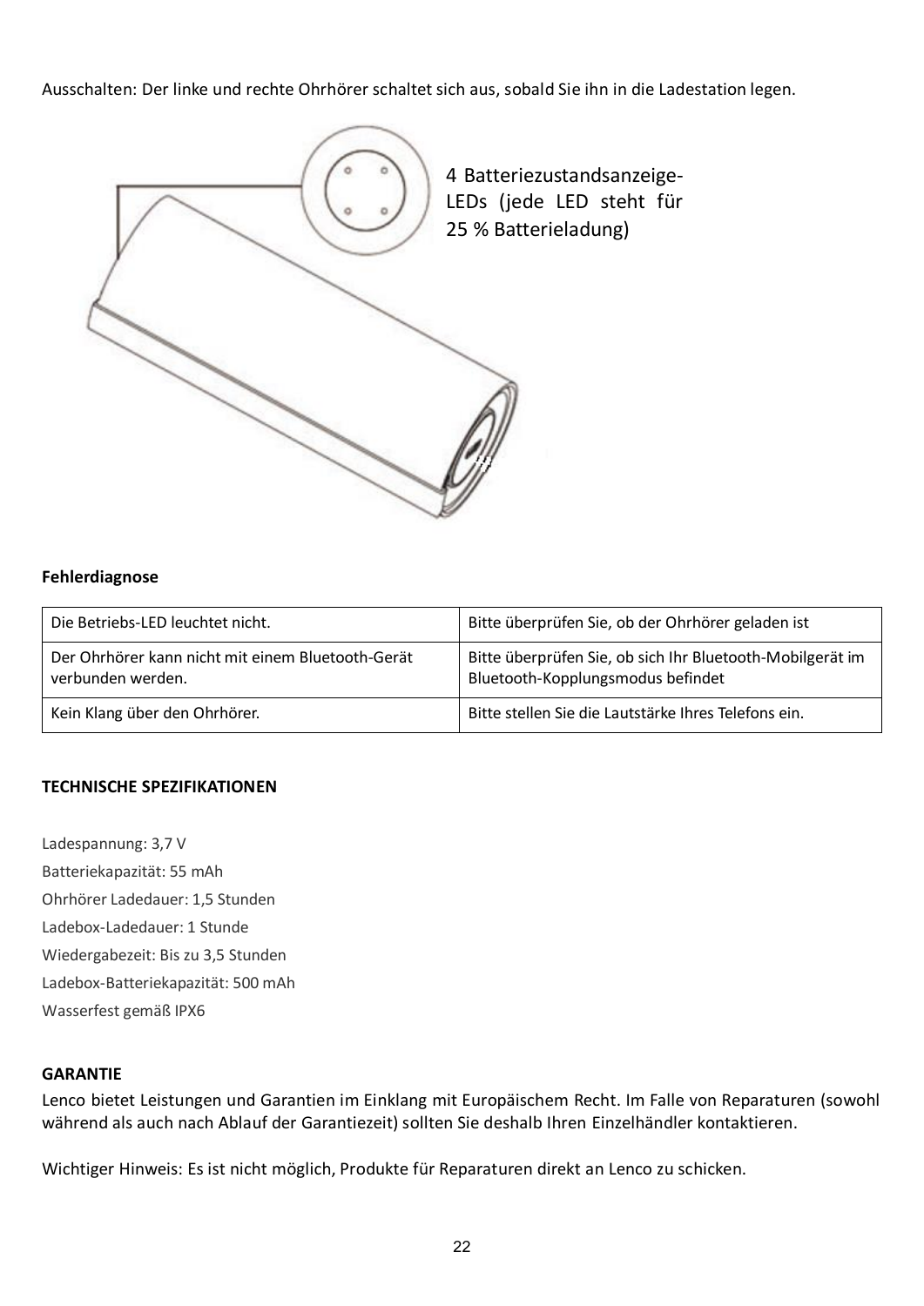Ausschalten: Der linke und rechte Ohrhörer schaltet sich aus, sobald Sie ihn in die Ladestation legen.

4 Batteriezustandsanzeige-LEDs (jede LED steht für 25 % Batterieladung)

**Fehlerdiagnose**

| Die Betriebs-LED leuchtet nicht. | Bitte überprüfen Sie, ob der Ohrhörer geladen ist |
|---|---|
| Der Ohrhörer kann nicht mit einem Bluetooth-Gerät verbunden werden. | Bitte überprüfen Sie, ob sich Ihr Bluetooth-Mobilgerät im Bluetooth-Kopplungsmodus befindet |
| Kein Klang über den Ohrhörer. | Bitte stellen Sie die Lautstärke Ihres Telefons ein. |

**TECHNISCHE SPEZIFIKATIONEN**

Ladespannung: 3,7 V
Batteriekapazität: 55 mAh
Ohrhörer Ladedauer: 1,5 Stunden
Ladebox-Ladedauer: 1 Stunde
Wiedergabezeit: Bis zu 3,5 Stunden
Ladebox-Batteriekapazität: 500 mAh
Wasserfest gemäß IPX6

**GARANTIE**

Lenco bietet Leistungen und Garantien im Einklang mit Europäischem Recht. Im Falle von Reparaturen (sowohl während als auch nach Ablauf der Garantiezeit) sollten Sie deshalb Ihren Einzelhändler kontaktieren.

Wichtiger Hinweis: Es ist nicht möglich, Produkte für Reparaturen direkt an Lenco zu schicken.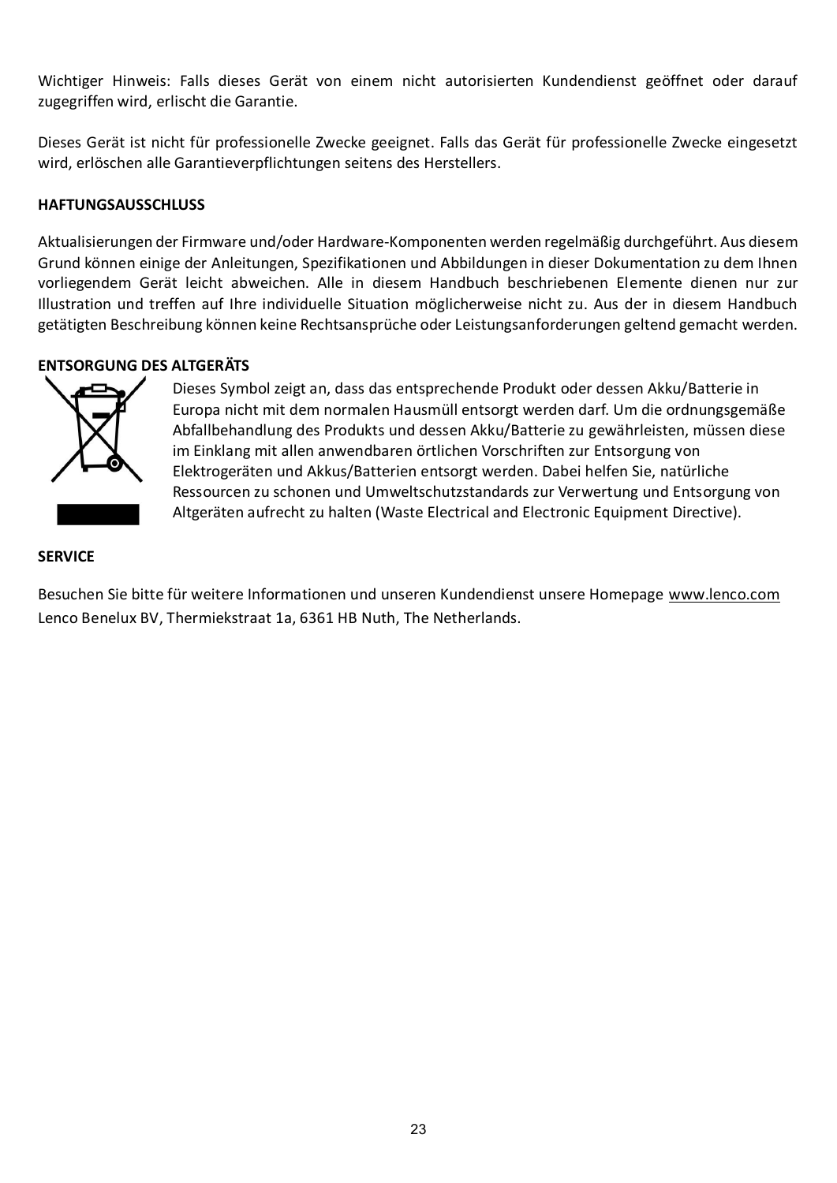Wichtiger Hinweis: Falls dieses Gerät von einem nicht autorisierten Kundendienst geöffnet oder darauf zugegriffen wird, erlischt die Garantie.

Dieses Gerät ist nicht für professionelle Zwecke geeignet. Falls das Gerät für professionelle Zwecke eingesetzt wird, erlöschen alle Garantieverpflichtungen seitens des Herstellers.

**HAFTUNGSAUSSCHLUSS**

Aktualisierungen der Firmware und/oder Hardware-Komponenten werden regelmäßig durchgeführt. Aus diesem Grund können einige der Anleitungen, Spezifikationen und Abbildungen in dieser Dokumentation zu dem Ihnen vorliegendem Gerät leicht abweichen. Alle in diesem Handbuch beschriebenen Elemente dienen nur zur Illustration und treffen auf Ihre individuelle Situation möglicherweise nicht zu. Aus der in diesem Handbuch getätigten Beschreibung können keine Rechtsansprüche oder Leistungsanforderungen geltend gemacht werden.

**ENTSORGUNG DES ALTGERÄTS**

Dieses Symbol zeigt an, dass das entsprechende Produkt oder dessen Akku/Batterie in Europa nicht mit dem normalen Hausmüll entsorgt werden darf. Um die ordnungsgemäße Abfallbehandlung des Produkts und dessen Akku/Batterie zu gewährleisten, müssen diese im Einklang mit allen anwendbaren örtlichen Vorschriften zur Entsorgung von Elektrogeräten und Akkus/Batterien entsorgt werden. Dabei helfen Sie, natürliche Ressourcen zu schonen und Umweltschutzstandards zur Verwertung und Entsorgung von Altgeräten aufrecht zu halten (Waste Electrical and Electronic Equipment Directive).

**SERVICE**

Besuchen Sie bitte für weitere Informationen und unseren Kundendienst unsere Homepage www.lenco.com
Lenco Benelux BV, Thermiekstraat 1a, 6361 HB Nuth, The Netherlands.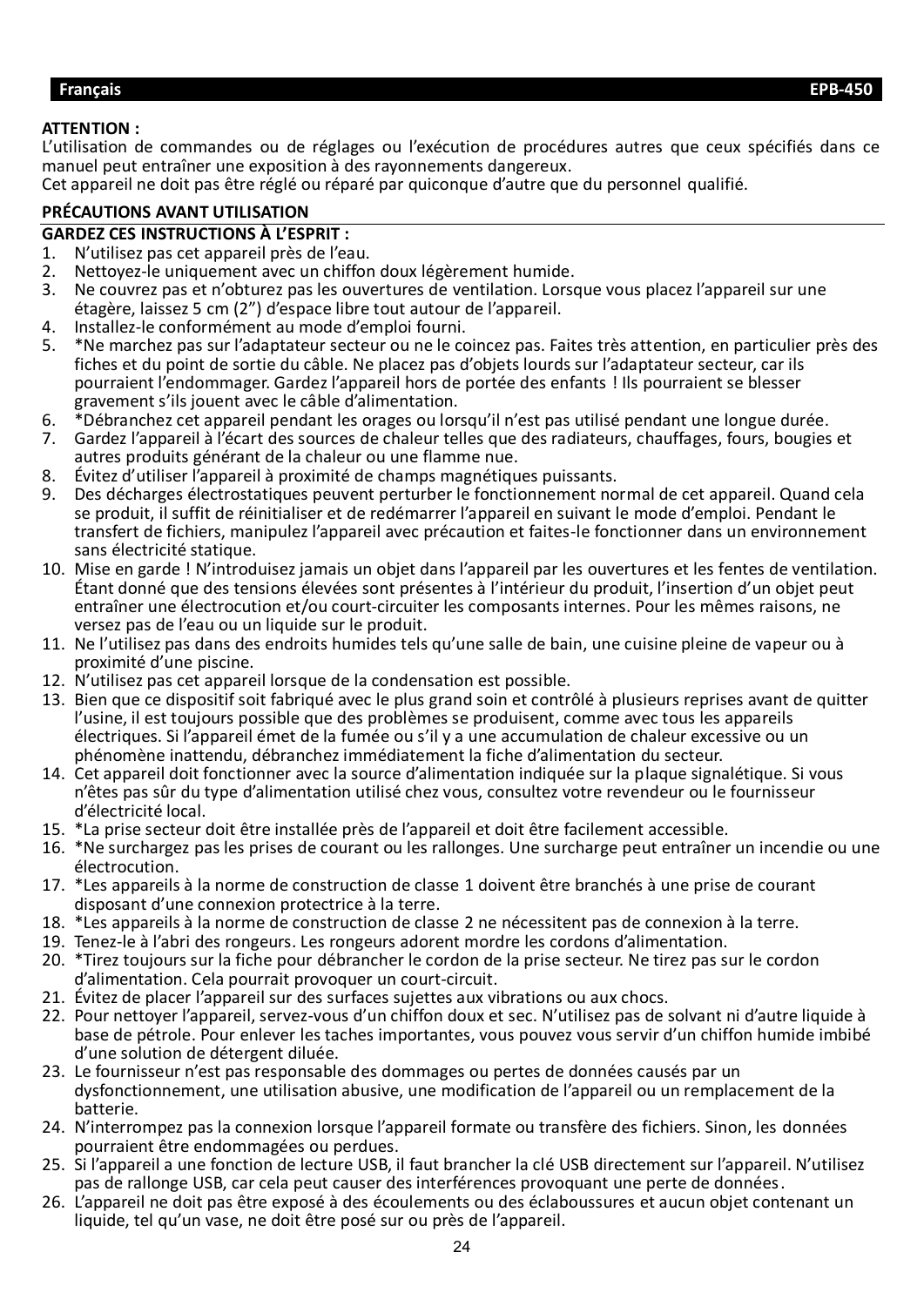**ATTENTION :**
L'utilisation de commandes ou de réglages ou l'exécution de procédures autres que ceux spécifiés dans ce manuel peut entraîner une exposition à des rayonnements dangereux.
Cet appareil ne doit pas être réglé ou réparé par quiconque d'autre que du personnel qualifié.

**PRÉCAUTIONS AVANT UTILISATION**

**GARDEZ CES INSTRUCTIONS À L'ESPRIT :**

1. N'utilisez pas cet appareil près de l'eau.
2. Nettoyez-le uniquement avec un chiffon doux légèrement humide.
3. Ne couvrez pas et n'obturez pas les ouvertures de ventilation. Lorsque vous placez l'appareil sur une étagère, laissez 5 cm (2") d'espace libre tout autour de l'appareil.
4. Installez-le conformément au mode d'emploi fourni.
5. *Ne marchez pas sur l'adaptateur secteur ou ne le coincez pas. Faites très attention, en particulier près des fiches et du point de sortie du câble. Ne placez pas d'objets lourds sur l'adaptateur secteur, car ils pourraient l'endommager. Gardez l'appareil hors de portée des enfants ! Ils pourraient se blesser gravement s'ils jouent avec le câble d'alimentation.
6. *Débranchez cet appareil pendant les orages ou lorsqu'il n'est pas utilisé pendant une longue durée.
7. Gardez l'appareil à l'écart des sources de chaleur telles que des radiateurs, chauffages, fours, bougies et autres produits générant de la chaleur ou une flamme nue.
8. Évitez d'utiliser l'appareil à proximité de champs magnétiques puissants.
9. Des décharges électrostatiques peuvent perturber le fonctionnement normal de cet appareil. Quand cela se produit, il suffit de réinitialiser et de redémarrer l'appareil en suivant le mode d'emploi. Pendant le transfert de fichiers, manipulez l'appareil avec précaution et faites-le fonctionner dans un environnement sans électricité statique.
10. Mise en garde ! N'introduisez jamais un objet dans l'appareil par les ouvertures et les fentes de ventilation. Étant donné que des tensions élevées sont présentes à l'intérieur du produit, l'insertion d'un objet peut entraîner une électrocution et/ou court-circuiter les composants internes. Pour les mêmes raisons, ne versez pas de l'eau ou un liquide sur le produit.
11. Ne l'utilisez pas dans des endroits humides tels qu'une salle de bain, une cuisine pleine de vapeur ou à proximité d'une piscine.
12. N'utilisez pas cet appareil lorsque de la condensation est possible.
13. Bien que ce dispositif soit fabriqué avec le plus grand soin et contrôlé à plusieurs reprises avant de quitter l'usine, il est toujours possible que des problèmes se produisent, comme avec tous les appareils électriques. Si l'appareil émet de la fumée ou s'il y a une accumulation de chaleur excessive ou un phénomène inattendu, débranchez immédiatement la fiche d'alimentation du secteur.
14. Cet appareil doit fonctionner avec la source d'alimentation indiquée sur la plaque signalétique. Si vous n'êtes pas sûr du type d'alimentation utilisé chez vous, consultez votre revendeur ou le fournisseur d'électricité local.
15. *La prise secteur doit être installée près de l'appareil et doit être facilement accessible.
16. *Ne surchargez pas les prises de courant ou les rallonges. Une surcharge peut entraîner un incendie ou une électrocution.
17. *Les appareils à la norme de construction de classe 1 doivent être branchés à une prise de courant disposant d'une connexion protectrice à la terre.
18. *Les appareils à la norme de construction de classe 2 ne nécessitent pas de connexion à la terre.
19. Tenez-le à l'abri des rongeurs. Les rongeurs adorent mordre les cordons d'alimentation.
20. *Tirez toujours sur la fiche pour débrancher le cordon de la prise secteur. Ne tirez pas sur le cordon d'alimentation. Cela pourrait provoquer un court-circuit.
21. Évitez de placer l'appareil sur des surfaces sujettes aux vibrations ou aux chocs.
22. Pour nettoyer l'appareil, servez-vous d'un chiffon doux et sec. N'utilisez pas de solvant ni d'autre liquide à base de pétrole. Pour enlever les taches importantes, vous pouvez vous servir d'un chiffon humide imbibé d'une solution de détergent diluée.
23. Le fournisseur n'est pas responsable des dommages ou pertes de données causés par un dysfonctionnement, une utilisation abusive, une modification de l'appareil ou un remplacement de la batterie.
24. N'interrompez pas la connexion lorsque l'appareil formate ou transfère des fichiers. Sinon, les données pourraient être endommagées ou perdues.
25. Si l'appareil a une fonction de lecture USB, il faut brancher la clé USB directement sur l'appareil. N'utilisez pas de rallonge USB, car cela peut causer des interférences provoquant une perte de données.
26. L'appareil ne doit pas être exposé à des écoulements ou des éclaboussures et aucun objet contenant un liquide, tel qu'un vase, ne doit être posé sur ou près de l'appareil.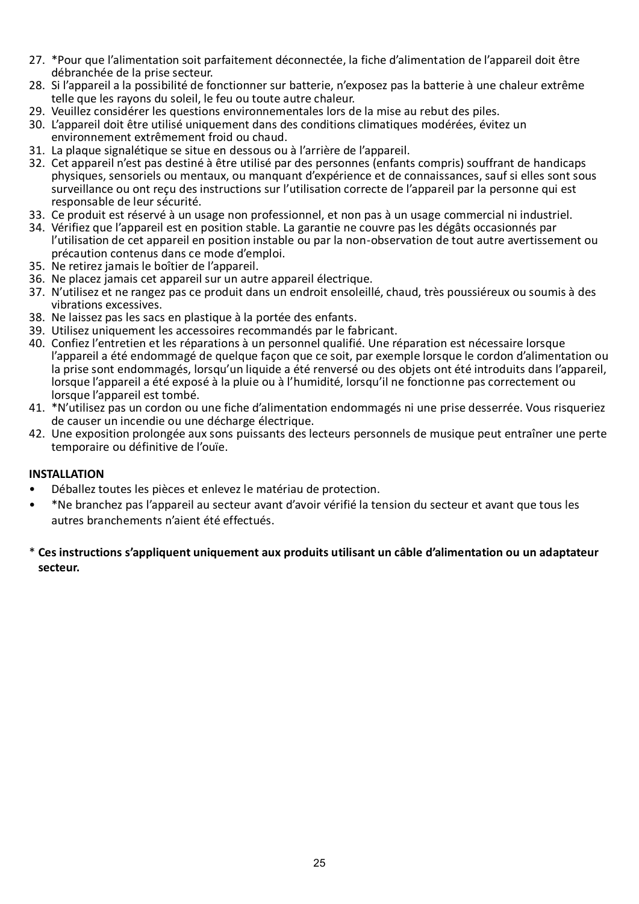27. *Pour que l'alimentation soit parfaitement déconnectée, la fiche d'alimentation de l'appareil doit être débranchée de la prise secteur.
28. Si l'appareil a la possibilité de fonctionner sur batterie, n'exposez pas la batterie à une chaleur extrême telle que les rayons du soleil, le feu ou toute autre chaleur.
29. Veuillez considérer les questions environnementales lors de la mise au rebut des piles.
30. L'appareil doit être utilisé uniquement dans des conditions climatiques modérées, évitez un environnement extrêmement froid ou chaud.
31. La plaque signalétique se situe en dessous ou à l'arrière de l'appareil.
32. Cet appareil n'est pas destiné à être utilisé par des personnes (enfants compris) souffrant de handicaps physiques, sensoriels ou mentaux, ou manquant d'expérience et de connaissances, sauf si elles sont sous surveillance ou ont reçu des instructions sur l'utilisation correcte de l'appareil par la personne qui est responsable de leur sécurité.
33. Ce produit est réservé à un usage non professionnel, et non pas à un usage commercial ni industriel.
34. Vérifiez que l'appareil est en position stable. La garantie ne couvre pas les dégâts occasionnés par l'utilisation de cet appareil en position instable ou par la non-observation de tout autre avertissement ou précaution contenus dans ce mode d'emploi.
35. Ne retirez jamais le boîtier de l'appareil.
36. Ne placez jamais cet appareil sur un autre appareil électrique.
37. N'utilisez et ne rangez pas ce produit dans un endroit ensoleillé, chaud, très poussiéreux ou soumis à des vibrations excessives.
38. Ne laissez pas les sacs en plastique à la portée des enfants.
39. Utilisez uniquement les accessoires recommandés par le fabricant.
40. Confiez l'entretien et les réparations à un personnel qualifié. Une réparation est nécessaire lorsque l'appareil a été endommagé de quelque façon que ce soit, par exemple lorsque le cordon d'alimentation ou la prise sont endommagés, lorsqu'un liquide a été renversé ou des objets ont été introduits dans l'appareil, lorsque l'appareil a été exposé à la pluie ou à l'humidité, lorsqu'il ne fonctionne pas correctement ou lorsque l'appareil est tombé.
41. *N'utilisez pas un cordon ou une fiche d'alimentation endommagés ni une prise desserrée. Vous risqueriez de causer un incendie ou une décharge électrique.
42. Une exposition prolongée aux sons puissants des lecteurs personnels de musique peut entraîner une perte temporaire ou définitive de l'ouïe.

**INSTALLATION**

- Déballez toutes les pièces et enlevez le matériau de protection.
- *Ne branchez pas l'appareil au secteur avant d'avoir vérifié la tension du secteur et avant que tous les autres branchements n'aient été effectués.

* **Ces instructions s'appliquent uniquement aux produits utilisant un câble d'alimentation ou un adaptateur secteur.**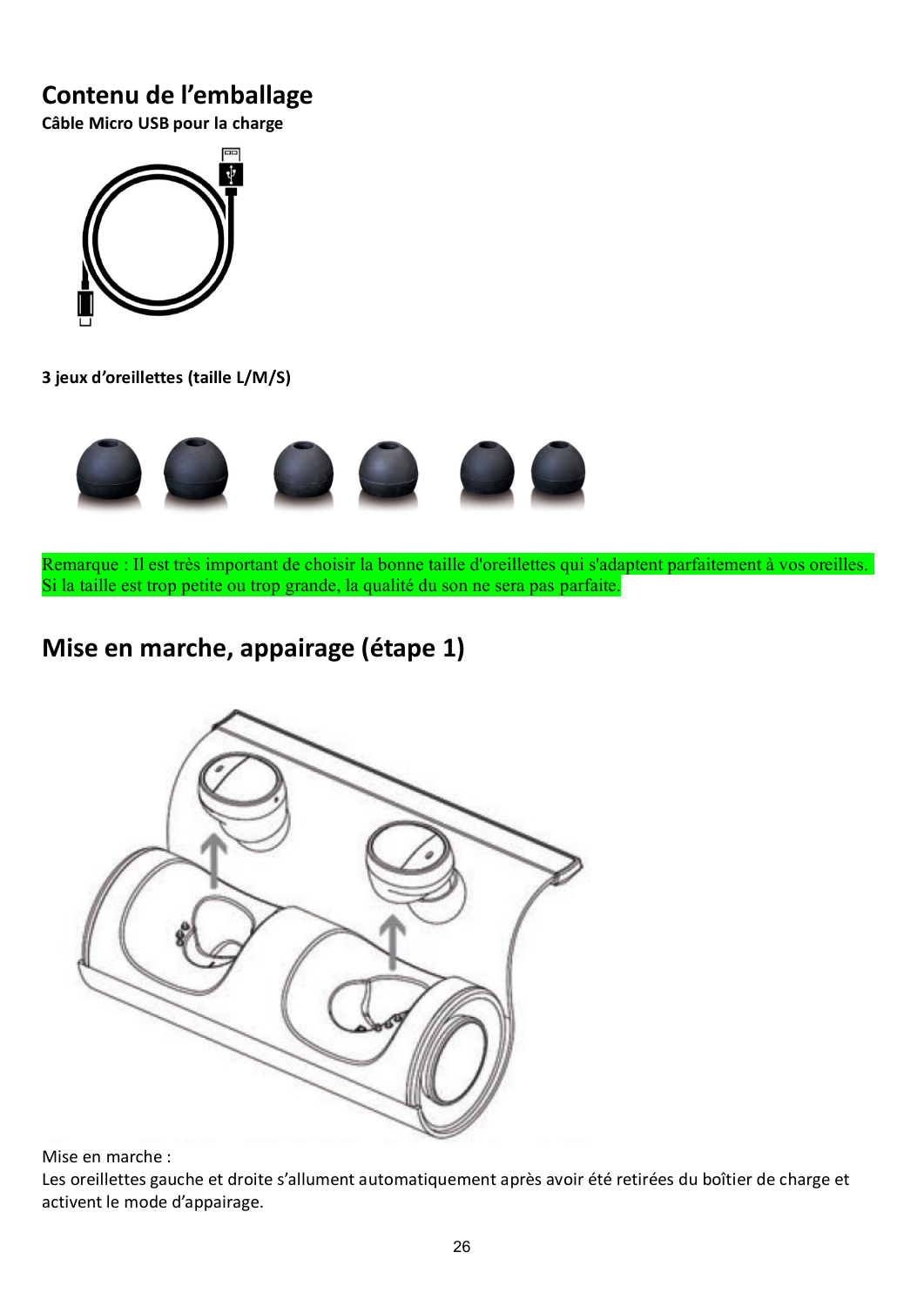## Contenu de l'emballage

**Câble Micro USB pour la charge**

**3 jeux d'oreillettes (taille L/M/S)**

Remarque : Il est très important de choisir la bonne taille d'oreillettes qui s'adaptent parfaitement à vos oreilles. Si la taille est trop petite ou trop grande, la qualité du son ne sera pas parfaite.

## Mise en marche, appairage (étape 1)

Mise en marche :

Les oreillettes gauche et droite s'allument automatiquement après avoir été retirées du boîtier de charge et activent le mode d'appairage.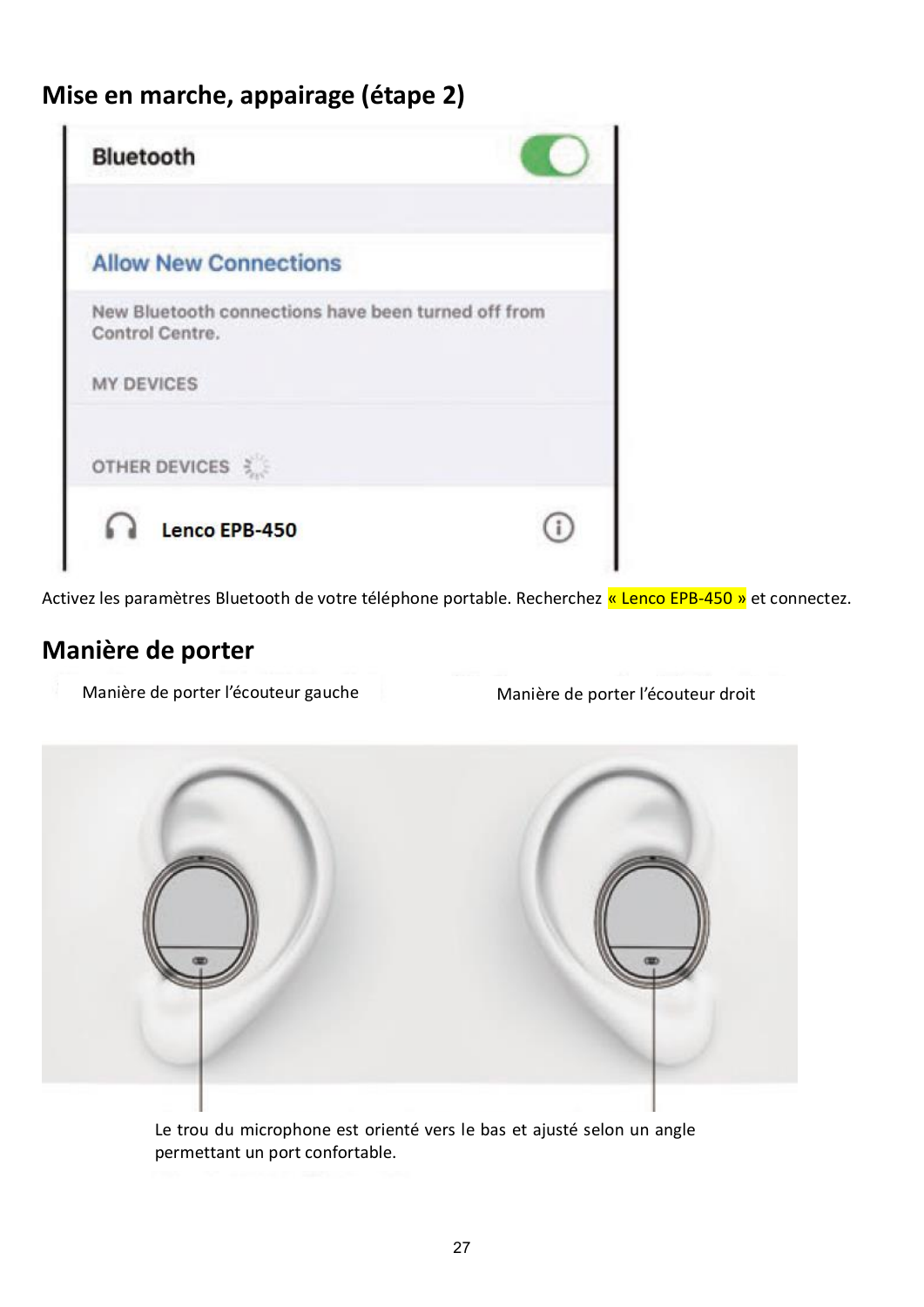## Mise en marche, appairage (étape 2)

Activez les paramètres Bluetooth de votre téléphone portable. Recherchez « Lenco EPB-450 » et connectez.

## Manière de porter

Manière de porter l'écouteur gauche

Manière de porter l'écouteur droit

Le trou du microphone est orienté vers le bas et ajusté selon un angle permettant un port confortable.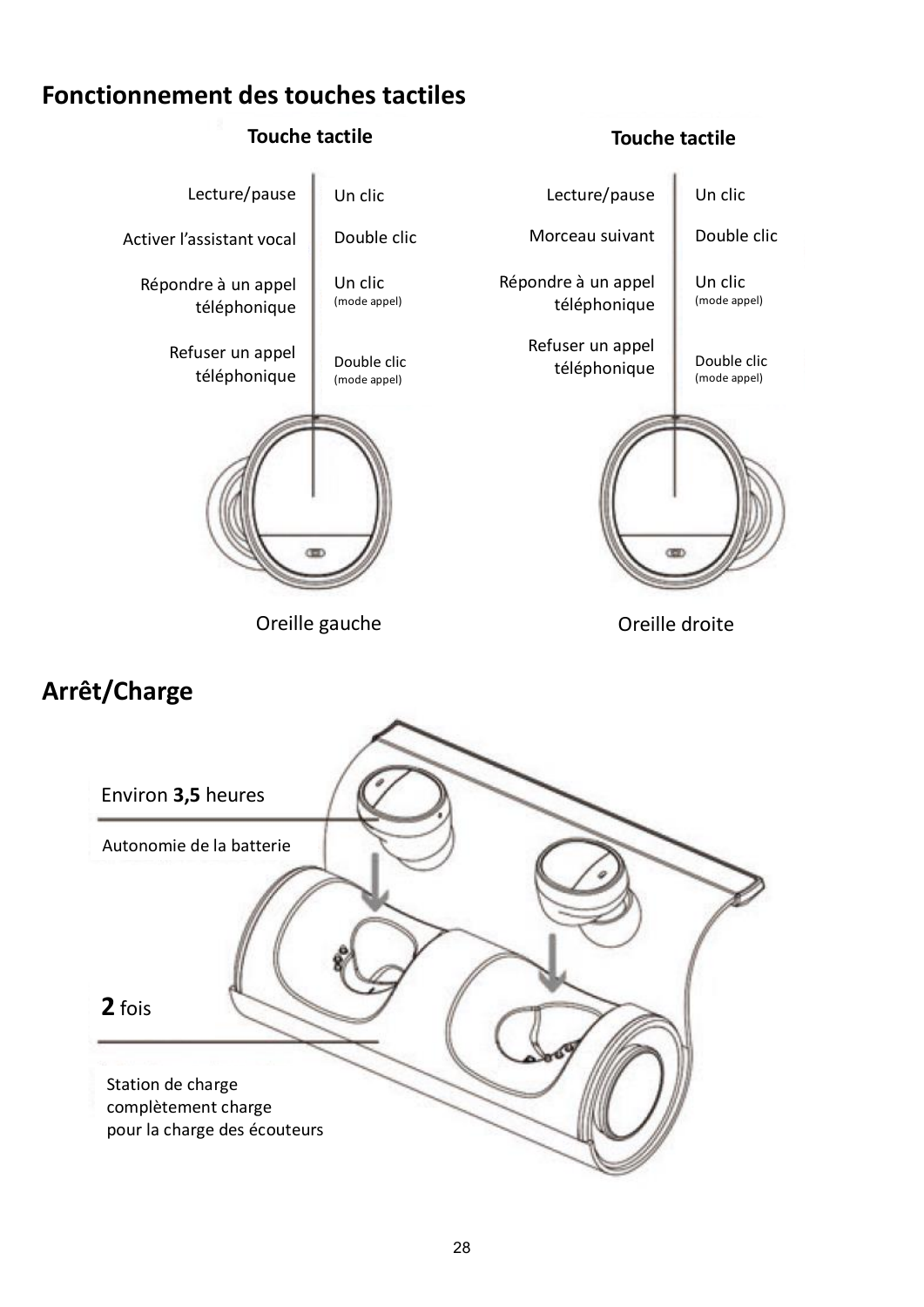## Fonctionnement des touches tactiles

**Oreille gauche – Touche tactile**

| Fonction | Action |
| --- | --- |
| Lecture/pause | Un clic |
| Activer l'assistant vocal | Double clic |
| Répondre à un appel téléphonique | Un clic (mode appel) |
| Refuser un appel téléphonique | Double clic (mode appel) |

**Oreille droite – Touche tactile**

| Fonction | Action |
| --- | --- |
| Lecture/pause | Un clic |
| Morceau suivant | Double clic |
| Répondre à un appel téléphonique | Un clic (mode appel) |
| Refuser un appel téléphonique | Double clic (mode appel) |

## Arrêt/Charge

Environ **3,5** heures

Autonomie de la batterie

**2** fois

Station de charge complètement charge pour la charge des écouteurs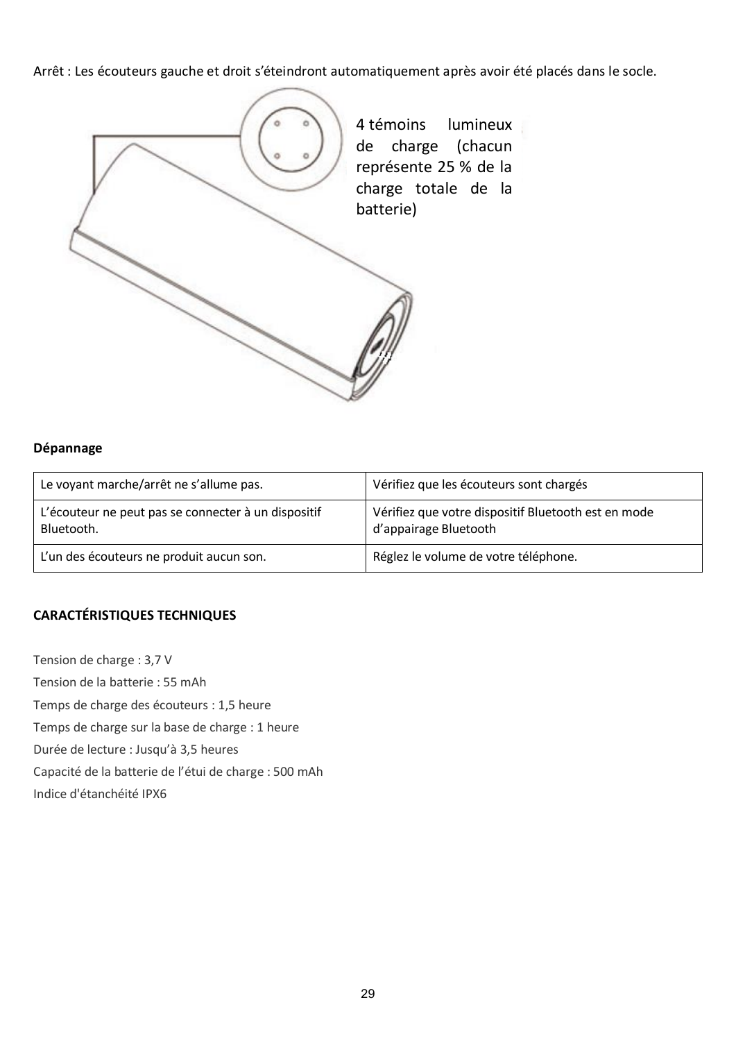Arrêt : Les écouteurs gauche et droit s'éteindront automatiquement après avoir été placés dans le socle.

4 témoins lumineux de charge (chacun représente 25 % de la charge totale de la batterie)

**Dépannage**

| Le voyant marche/arrêt ne s'allume pas. | Vérifiez que les écouteurs sont chargés |
|---|---|
| L'écouteur ne peut pas se connecter à un dispositif Bluetooth. | Vérifiez que votre dispositif Bluetooth est en mode d'appairage Bluetooth |
| L'un des écouteurs ne produit aucun son. | Réglez le volume de votre téléphone. |

**CARACTÉRISTIQUES TECHNIQUES**

Tension de charge : 3,7 V

Tension de la batterie : 55 mAh

Temps de charge des écouteurs : 1,5 heure

Temps de charge sur la base de charge : 1 heure

Durée de lecture : Jusqu'à 3,5 heures

Capacité de la batterie de l'étui de charge : 500 mAh

Indice d'étanchéité IPX6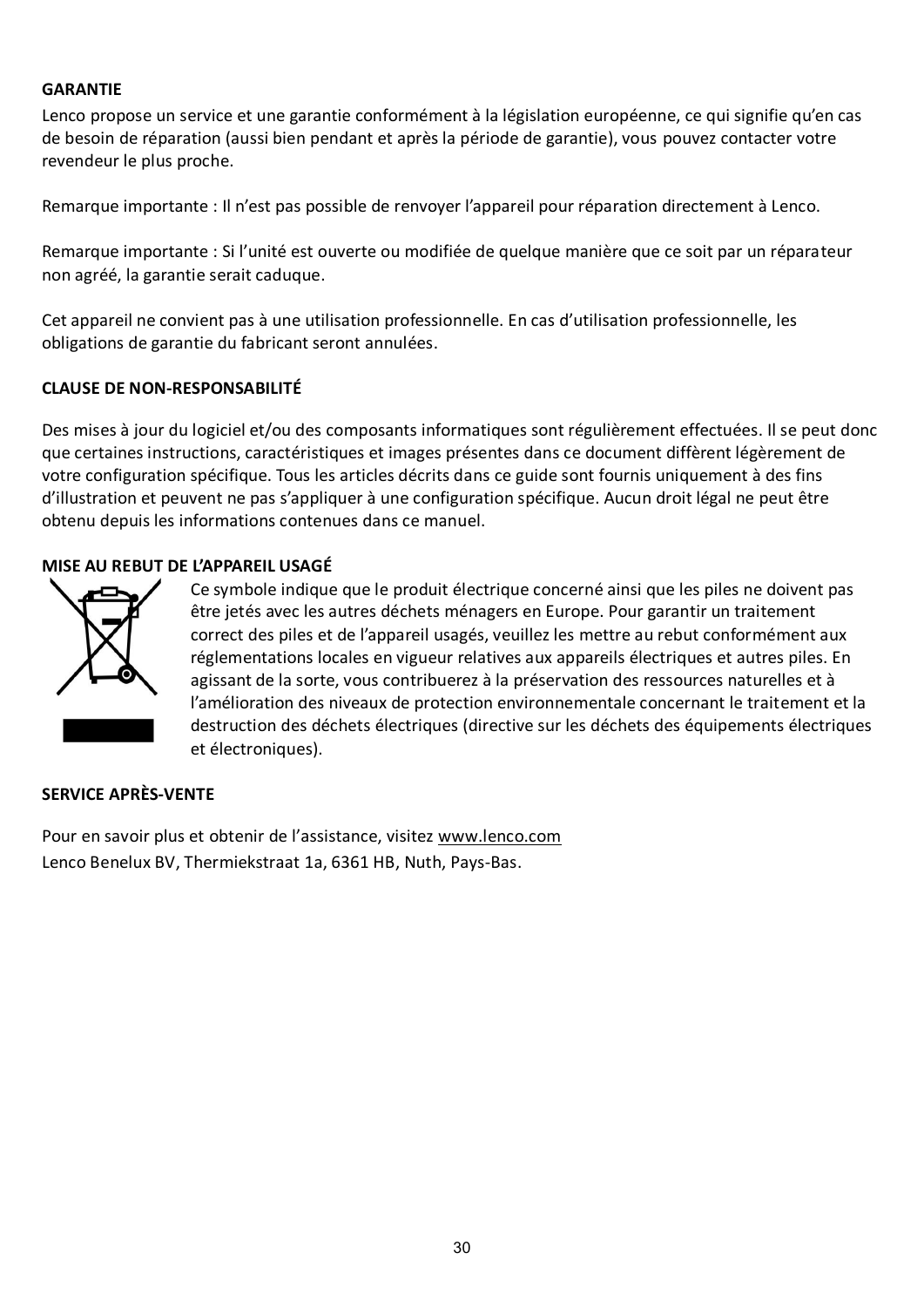**GARANTIE**

Lenco propose un service et une garantie conformément à la législation européenne, ce qui signifie qu'en cas de besoin de réparation (aussi bien pendant et après la période de garantie), vous pouvez contacter votre revendeur le plus proche.

Remarque importante : Il n'est pas possible de renvoyer l'appareil pour réparation directement à Lenco.

Remarque importante : Si l'unité est ouverte ou modifiée de quelque manière que ce soit par un réparateur non agréé, la garantie serait caduque.

Cet appareil ne convient pas à une utilisation professionnelle. En cas d'utilisation professionnelle, les obligations de garantie du fabricant seront annulées.

**CLAUSE DE NON-RESPONSABILITÉ**

Des mises à jour du logiciel et/ou des composants informatiques sont régulièrement effectuées. Il se peut donc que certaines instructions, caractéristiques et images présentes dans ce document diffèrent légèrement de votre configuration spécifique. Tous les articles décrits dans ce guide sont fournis uniquement à des fins d'illustration et peuvent ne pas s'appliquer à une configuration spécifique. Aucun droit légal ne peut être obtenu depuis les informations contenues dans ce manuel.

**MISE AU REBUT DE L'APPAREIL USAGÉ**

Ce symbole indique que le produit électrique concerné ainsi que les piles ne doivent pas être jetés avec les autres déchets ménagers en Europe. Pour garantir un traitement correct des piles et de l'appareil usagés, veuillez les mettre au rebut conformément aux réglementations locales en vigueur relatives aux appareils électriques et autres piles. En agissant de la sorte, vous contribuerez à la préservation des ressources naturelles et à l'amélioration des niveaux de protection environnementale concernant le traitement et la destruction des déchets électriques (directive sur les déchets des équipements électriques et électroniques).

**SERVICE APRÈS-VENTE**

Pour en savoir plus et obtenir de l'assistance, visitez www.lenco.com
Lenco Benelux BV, Thermiekstraat 1a, 6361 HB, Nuth, Pays-Bas.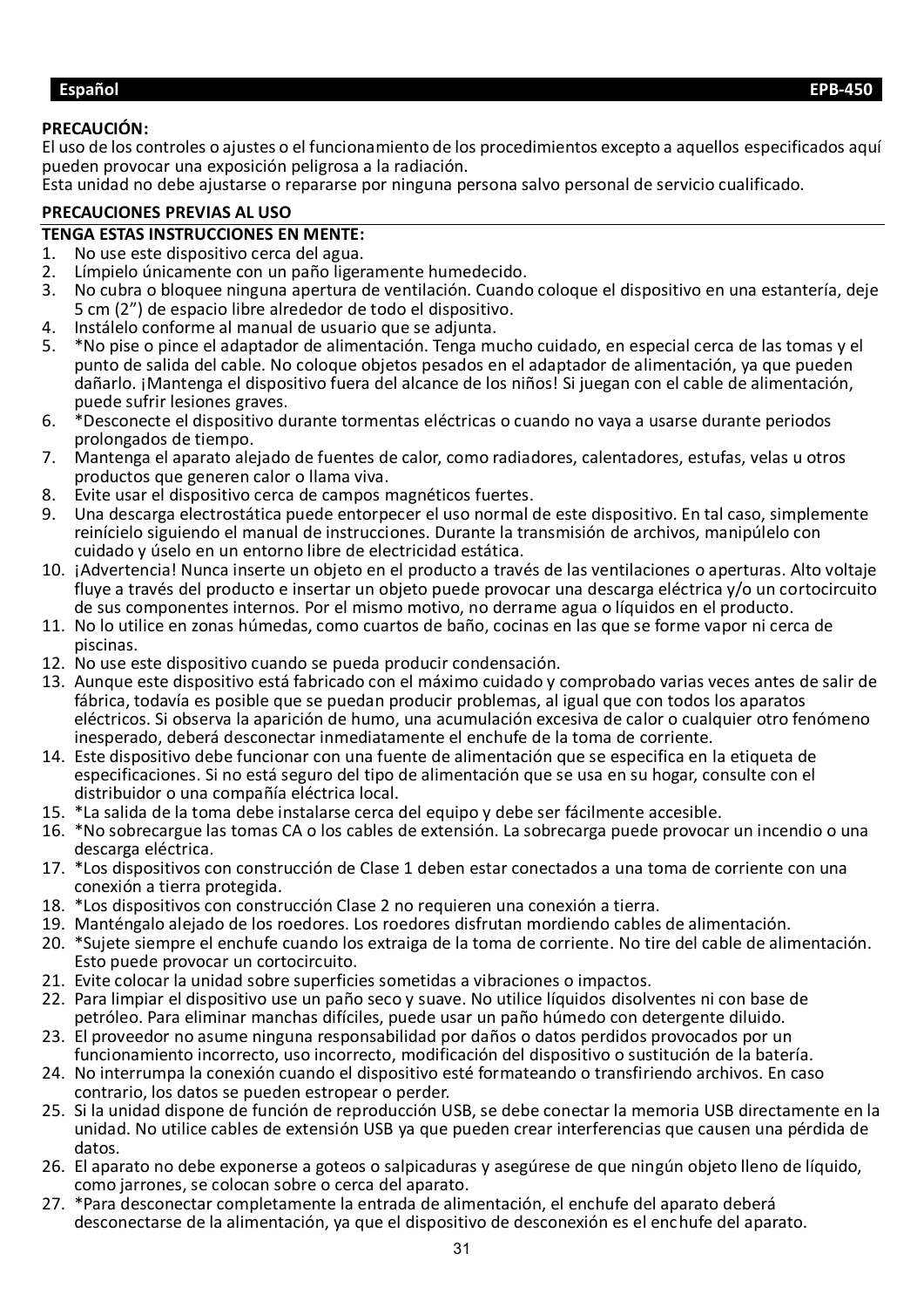**Español** **EPB-450**

**PRECAUCIÓN:**

El uso de los controles o ajustes o el funcionamiento de los procedimientos excepto a aquellos especificados aquí pueden provocar una exposición peligrosa a la radiación.
Esta unidad no debe ajustarse o repararse por ninguna persona salvo personal de servicio cualificado.

**PRECAUCIONES PREVIAS AL USO**

**TENGA ESTAS INSTRUCCIONES EN MENTE:**

1. No use este dispositivo cerca del agua.
2. Límpielo únicamente con un paño ligeramente humedecido.
3. No cubra o bloquee ninguna apertura de ventilación. Cuando coloque el dispositivo en una estantería, deje 5 cm (2”) de espacio libre alrededor de todo el dispositivo.
4. Instálelo conforme al manual de usuario que se adjunta.
5. *No pise o pince el adaptador de alimentación. Tenga mucho cuidado, en especial cerca de las tomas y el punto de salida del cable. No coloque objetos pesados en el adaptador de alimentación, ya que pueden dañarlo. ¡Mantenga el dispositivo fuera del alcance de los niños! Si juegan con el cable de alimentación, puede sufrir lesiones graves.
6. *Desconecte el dispositivo durante tormentas eléctricas o cuando no vaya a usarse durante periodos prolongados de tiempo.
7. Mantenga el aparato alejado de fuentes de calor, como radiadores, calentadores, estufas, velas u otros productos que generen calor o llama viva.
8. Evite usar el dispositivo cerca de campos magnéticos fuertes.
9. Una descarga electrostática puede entorpecer el uso normal de este dispositivo. En tal caso, simplemente reinícielo siguiendo el manual de instrucciones. Durante la transmisión de archivos, manipúlelo con cuidado y úselo en un entorno libre de electricidad estática.
10. ¡Advertencia! Nunca inserte un objeto en el producto a través de las ventilaciones o aperturas. Alto voltaje fluye a través del producto e insertar un objeto puede provocar una descarga eléctrica y/o un cortocircuito de sus componentes internos. Por el mismo motivo, no derrame agua o líquidos en el producto.
11. No lo utilice en zonas húmedas, como cuartos de baño, cocinas en las que se forme vapor ni cerca de piscinas.
12. No use este dispositivo cuando se pueda producir condensación.
13. Aunque este dispositivo está fabricado con el máximo cuidado y comprobado varias veces antes de salir de fábrica, todavía es posible que se puedan producir problemas, al igual que con todos los aparatos eléctricos. Si observa la aparición de humo, una acumulación excesiva de calor o cualquier otro fenómeno inesperado, deberá desconectar inmediatamente el enchufe de la toma de corriente.
14. Este dispositivo debe funcionar con una fuente de alimentación que se especifica en la etiqueta de especificaciones. Si no está seguro del tipo de alimentación que se usa en su hogar, consulte con el distribuidor o una compañía eléctrica local.
15. *La salida de la toma debe instalarse cerca del equipo y debe ser fácilmente accesible.
16. *No sobrecargue las tomas CA o los cables de extensión. La sobrecarga puede provocar un incendio o una descarga eléctrica.
17. *Los dispositivos con construcción de Clase 1 deben estar conectados a una toma de corriente con una conexión a tierra protegida.
18. *Los dispositivos con construcción Clase 2 no requieren una conexión a tierra.
19. Manténgalo alejado de los roedores. Los roedores disfrutan mordiendo cables de alimentación.
20. *Sujete siempre el enchufe cuando los extraiga de la toma de corriente. No tire del cable de alimentación. Esto puede provocar un cortocircuito.
21. Evite colocar la unidad sobre superficies sometidas a vibraciones o impactos.
22. Para limpiar el dispositivo use un paño seco y suave. No utilice líquidos disolventes ni con base de petróleo. Para eliminar manchas difíciles, puede usar un paño húmedo con detergente diluido.
23. El proveedor no asume ninguna responsabilidad por daños o datos perdidos provocados por un funcionamiento incorrecto, uso incorrecto, modificación del dispositivo o sustitución de la batería.
24. No interrumpa la conexión cuando el dispositivo esté formateando o transfiriendo archivos. En caso contrario, los datos se pueden estropear o perder.
25. Si la unidad dispone de función de reproducción USB, se debe conectar la memoria USB directamente en la unidad. No utilice cables de extensión USB ya que pueden crear interferencias que causen una pérdida de datos.
26. El aparato no debe exponerse a goteos o salpicaduras y asegúrese de que ningún objeto lleno de líquido, como jarrones, se colocan sobre o cerca del aparato.
27. *Para desconectar completamente la entrada de alimentación, el enchufe del aparato deberá desconectarse de la alimentación, ya que el dispositivo de desconexión es el enchufe del aparato.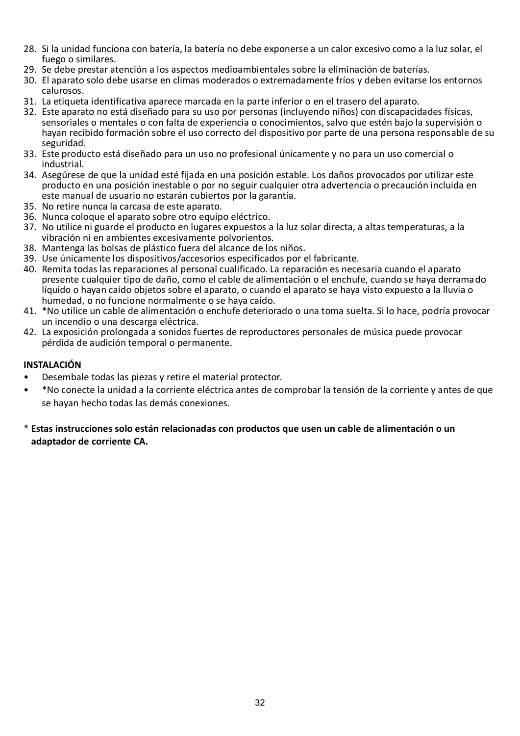28. Si la unidad funciona con batería, la batería no debe exponerse a un calor excesivo como a la luz solar, el fuego o similares.
29. Se debe prestar atención a los aspectos medioambientales sobre la eliminación de baterías.
30. El aparato solo debe usarse en climas moderados o extremadamente fríos y deben evitarse los entornos calurosos.
31. La etiqueta identificativa aparece marcada en la parte inferior o en el trasero del aparato.
32. Este aparato no está diseñado para su uso por personas (incluyendo niños) con discapacidades físicas, sensoriales o mentales o con falta de experiencia o conocimientos, salvo que estén bajo la supervisión o hayan recibido formación sobre el uso correcto del dispositivo por parte de una persona responsable de su seguridad.
33. Este producto está diseñado para un uso no profesional únicamente y no para un uso comercial o industrial.
34. Asegúrese de que la unidad esté fijada en una posición estable. Los daños provocados por utilizar este producto en una posición inestable o por no seguir cualquier otra advertencia o precaución incluida en este manual de usuario no estarán cubiertos por la garantía.
35. No retire nunca la carcasa de este aparato.
36. Nunca coloque el aparato sobre otro equipo eléctrico.
37. No utilice ni guarde el producto en lugares expuestos a la luz solar directa, a altas temperaturas, a la vibración ni en ambientes excesivamente polvorientos.
38. Mantenga las bolsas de plástico fuera del alcance de los niños.
39. Use únicamente los dispositivos/accesorios especificados por el fabricante.
40. Remita todas las reparaciones al personal cualificado. La reparación es necesaria cuando el aparato presente cualquier tipo de daño, como el cable de alimentación o el enchufe, cuando se haya derramado líquido o hayan caído objetos sobre el aparato, o cuando el aparato se haya visto expuesto a la lluvia o humedad, o no funcione normalmente o se haya caído.
41. *No utilice un cable de alimentación o enchufe deteriorado o una toma suelta. Si lo hace, podría provocar un incendio o una descarga eléctrica.
42. La exposición prolongada a sonidos fuertes de reproductores personales de música puede provocar pérdida de audición temporal o permanente.

**INSTALACIÓN**

- Desembale todas las piezas y retire el material protector.
- *No conecte la unidad a la corriente eléctrica antes de comprobar la tensión de la corriente y antes de que se hayan hecho todas las demás conexiones.

\* **Estas instrucciones solo están relacionadas con productos que usen un cable de alimentación o un adaptador de corriente CA.**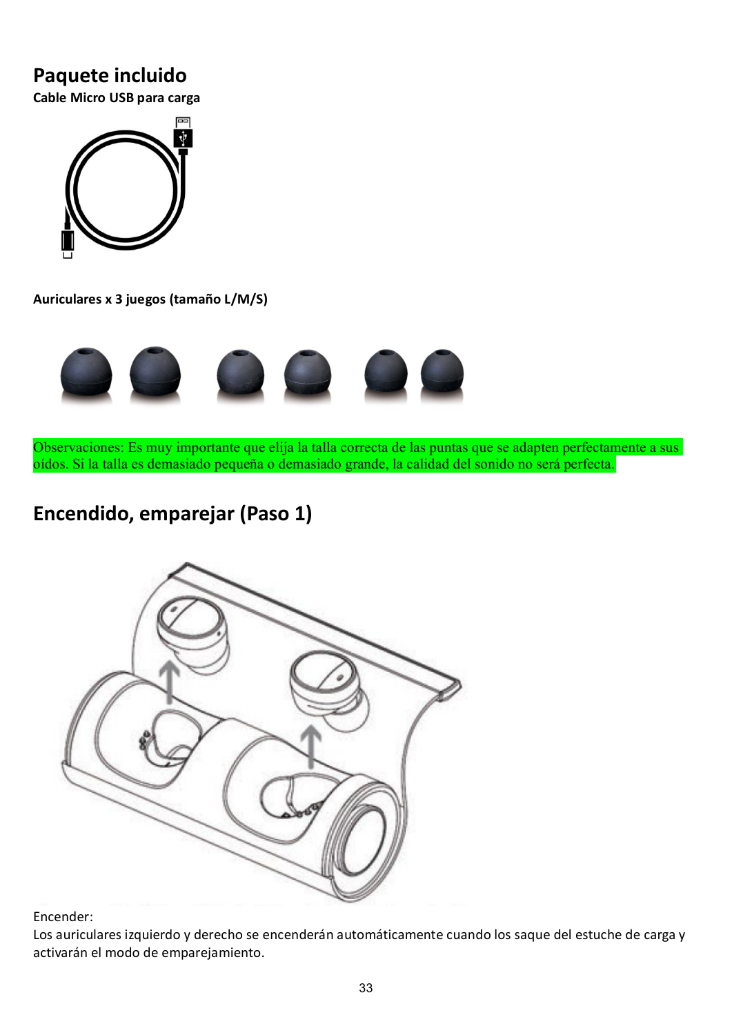# Paquete incluido

**Cable Micro USB para carga**

**Auriculares x 3 juegos (tamaño L/M/S)**

Observaciones: Es muy importante que elija la talla correcta de las puntas que se adapten perfectamente a sus oídos. Si la talla es demasiado pequeña o demasiado grande, la calidad del sonido no será perfecta.

# Encendido, emparejar (Paso 1)

Encender:

Los auriculares izquierdo y derecho se encenderán automáticamente cuando los saque del estuche de carga y activarán el modo de emparejamiento.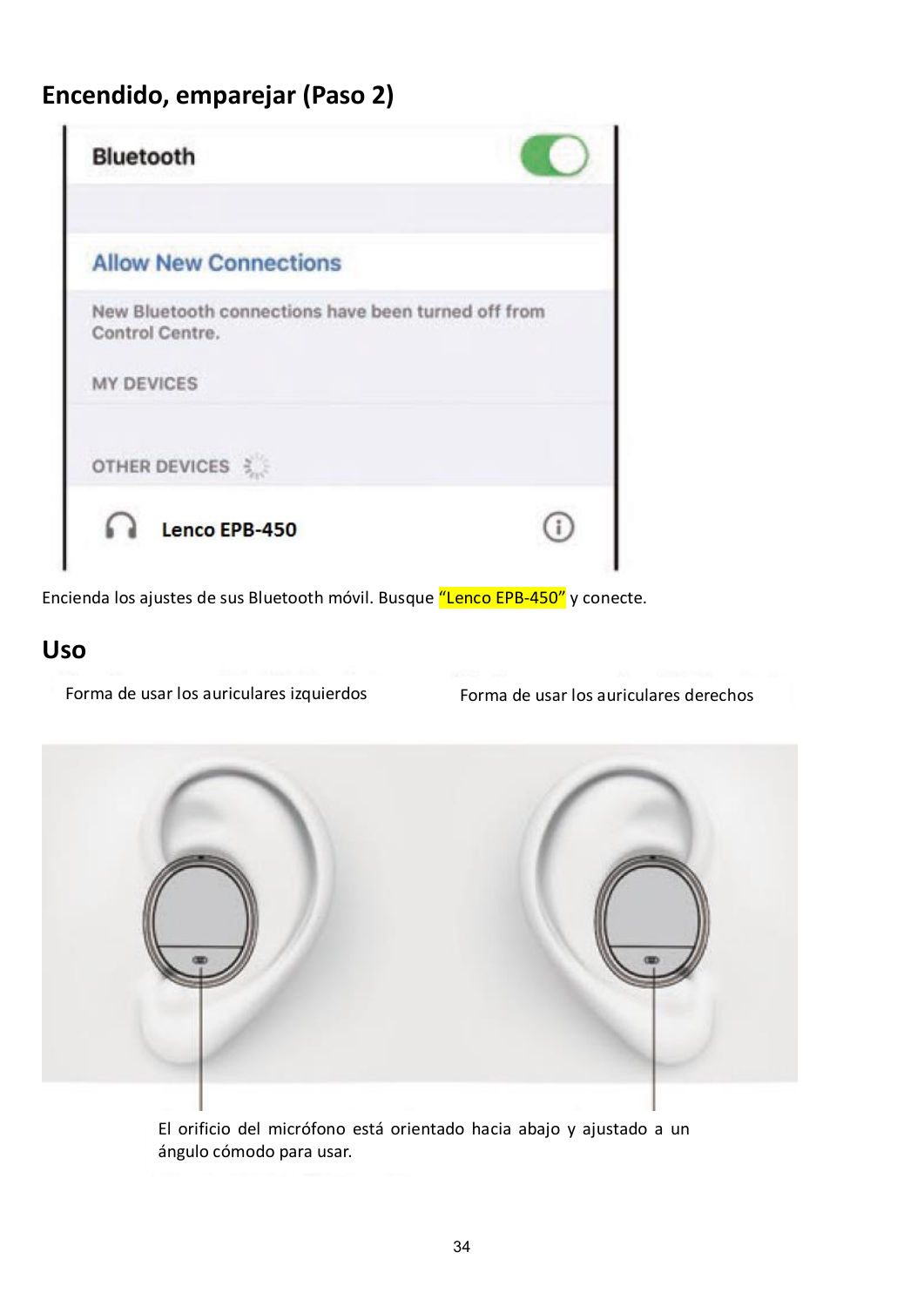## Encendido, emparejar (Paso 2)

Encienda los ajustes de sus Bluetooth móvil. Busque “Lenco EPB-450” y conecte.

## Uso

Forma de usar los auriculares izquierdos

Forma de usar los auriculares derechos

El orificio del micrófono está orientado hacia abajo y ajustado a un ángulo cómodo para usar.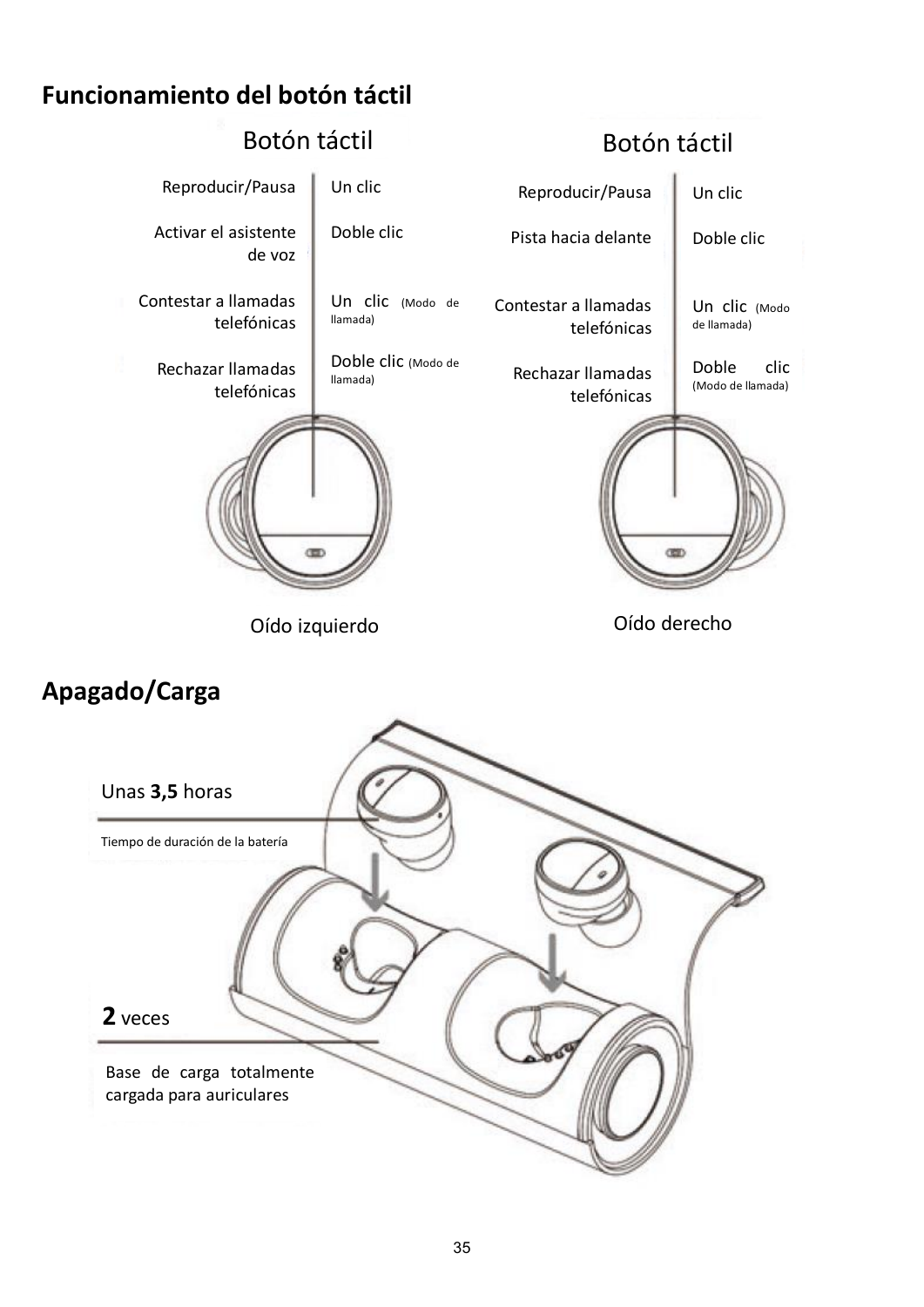## Funcionamiento del botón táctil

**Botón táctil — Oído izquierdo**

| Función | Acción |
| --- | --- |
| Reproducir/Pausa | Un clic |
| Activar el asistente de voz | Doble clic |
| Contestar a llamadas telefónicas | Un clic (Modo de llamada) |
| Rechazar llamadas telefónicas | Doble clic (Modo de llamada) |

**Botón táctil — Oído derecho**

| Función | Acción |
| --- | --- |
| Reproducir/Pausa | Un clic |
| Pista hacia delante | Doble clic |
| Contestar a llamadas telefónicas | Un clic (Modo de llamada) |
| Rechazar llamadas telefónicas | Doble clic (Modo de llamada) |

## Apagado/Carga

Unas **3,5** horas

Tiempo de duración de la batería

**2** veces

Base de carga totalmente cargada para auriculares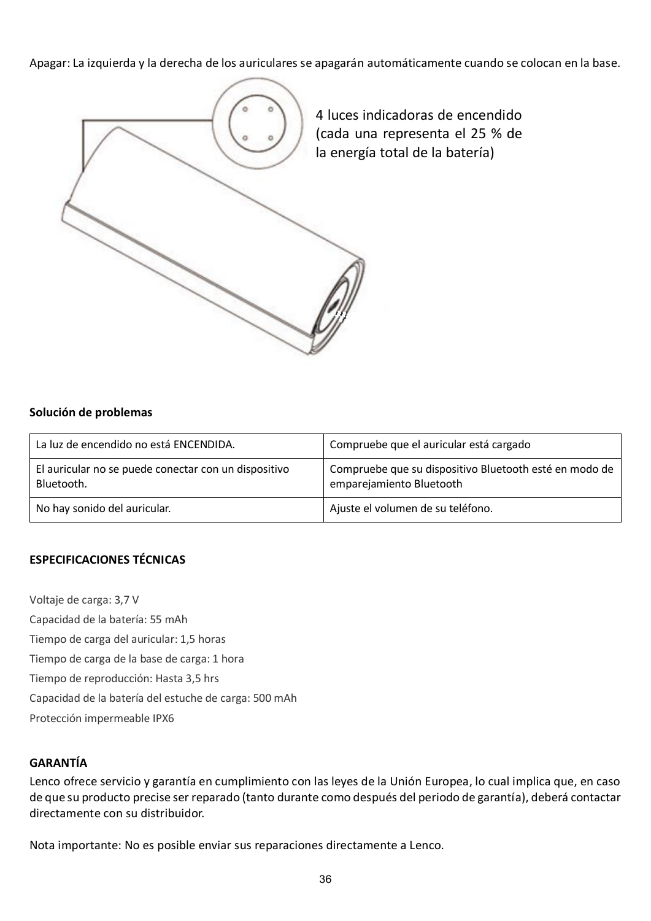Apagar: La izquierda y la derecha de los auriculares se apagarán automáticamente cuando se colocan en la base.

4 luces indicadoras de encendido (cada una representa el 25 % de la energía total de la batería)

**Solución de problemas**

| | |
|---|---|
| La luz de encendido no está ENCENDIDA. | Compruebe que el auricular está cargado |
| El auricular no se puede conectar con un dispositivo Bluetooth. | Compruebe que su dispositivo Bluetooth esté en modo de emparejamiento Bluetooth |
| No hay sonido del auricular. | Ajuste el volumen de su teléfono. |

**ESPECIFICACIONES TÉCNICAS**

Voltaje de carga: 3,7 V

Capacidad de la batería: 55 mAh

Tiempo de carga del auricular: 1,5 horas

Tiempo de carga de la base de carga: 1 hora

Tiempo de reproducción: Hasta 3,5 hrs

Capacidad de la batería del estuche de carga: 500 mAh

Protección impermeable IPX6

**GARANTÍA**

Lenco ofrece servicio y garantía en cumplimiento con las leyes de la Unión Europea, lo cual implica que, en caso de que su producto precise ser reparado (tanto durante como después del periodo de garantía), deberá contactar directamente con su distribuidor.

Nota importante: No es posible enviar sus reparaciones directamente a Lenco.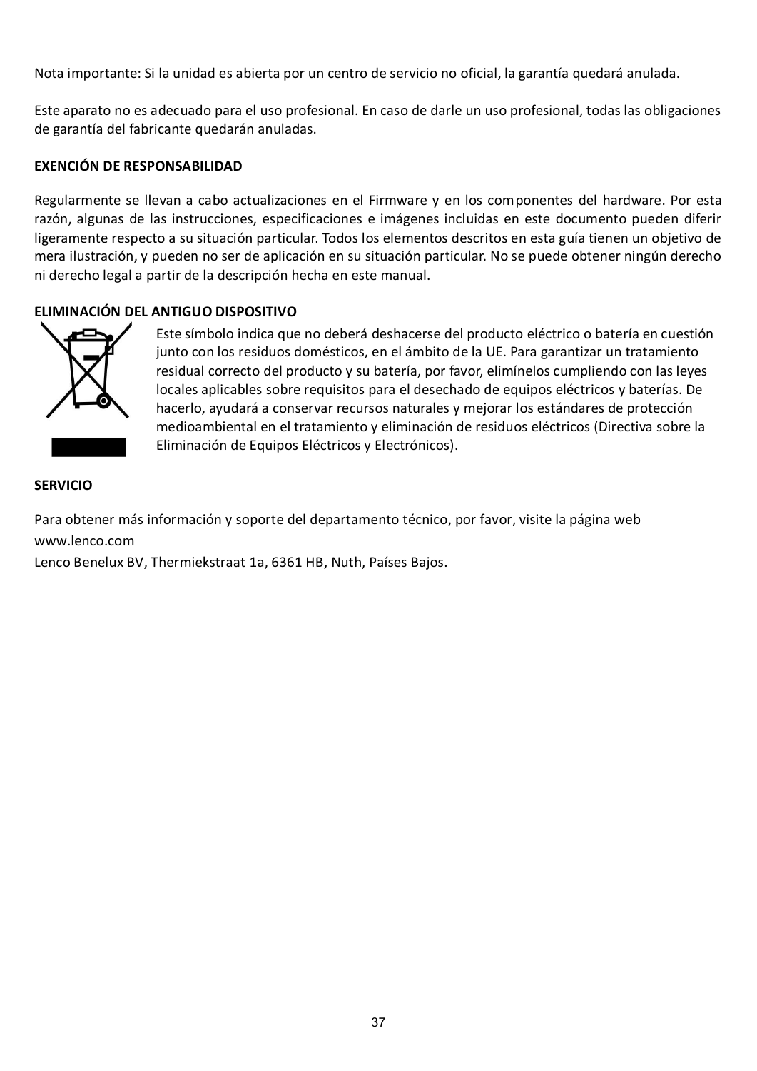Nota importante: Si la unidad es abierta por un centro de servicio no oficial, la garantía quedará anulada.

Este aparato no es adecuado para el uso profesional. En caso de darle un uso profesional, todas las obligaciones de garantía del fabricante quedarán anuladas.

**EXENCIÓN DE RESPONSABILIDAD**

Regularmente se llevan a cabo actualizaciones en el Firmware y en los componentes del hardware. Por esta razón, algunas de las instrucciones, especificaciones e imágenes incluidas en este documento pueden diferir ligeramente respecto a su situación particular. Todos los elementos descritos en esta guía tienen un objetivo de mera ilustración, y pueden no ser de aplicación en su situación particular. No se puede obtener ningún derecho ni derecho legal a partir de la descripción hecha en este manual.

**ELIMINACIÓN DEL ANTIGUO DISPOSITIVO**

Este símbolo indica que no deberá deshacerse del producto eléctrico o batería en cuestión junto con los residuos domésticos, en el ámbito de la UE. Para garantizar un tratamiento residual correcto del producto y su batería, por favor, elimínelos cumpliendo con las leyes locales aplicables sobre requisitos para el desechado de equipos eléctricos y baterías. De hacerlo, ayudará a conservar recursos naturales y mejorar los estándares de protección medioambiental en el tratamiento y eliminación de residuos eléctricos (Directiva sobre la Eliminación de Equipos Eléctricos y Electrónicos).

**SERVICIO**

Para obtener más información y soporte del departamento técnico, por favor, visite la página web www.lenco.com

Lenco Benelux BV, Thermiekstraat 1a, 6361 HB, Nuth, Países Bajos.